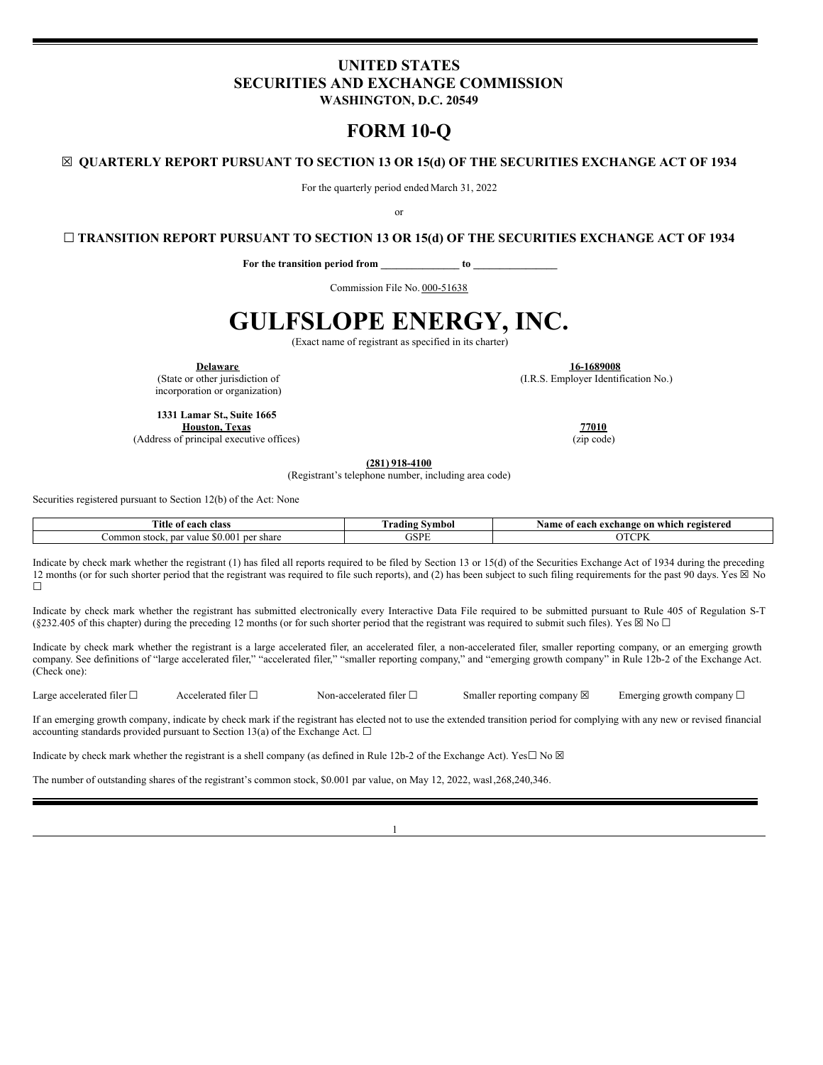# UNITED STATES
# SECURITIES AND EXCHANGE COMMISSION
**WASHINGTON, D.C. 20549**

# FORM 10-Q

☒ **QUARTERLY REPORT PURSUANT TO SECTION 13 OR 15(d) OF THE SECURITIES EXCHANGE ACT OF 1934**

For the quarterly period ended March 31, 2022

or

☐ **TRANSITION REPORT PURSUANT TO SECTION 13 OR 15(d) OF THE SECURITIES EXCHANGE ACT OF 1934**

**For the transition period from \_\_\_\_\_\_\_\_\_\_\_\_\_\_ to \_\_\_\_\_\_\_\_\_\_\_\_\_\_\_**

Commission File No. 000-51638

# GULFSLOPE ENERGY, INC.

(Exact name of registrant as specified in its charter)

| | |
|---|---|
| **Delaware**<br>(State or other jurisdiction of incorporation or organization) | **16-1689008**<br>(I.R.S. Employer Identification No.) |
| **1331 Lamar St., Suite 1665**<br>**Houston, Texas**<br>(Address of principal executive offices) | **77010**<br>(zip code) |

**(281) 918-4100**
(Registrant's telephone number, including area code)

Securities registered pursuant to Section 12(b) of the Act: None

| Title of each class | Trading Symbol | Name of each exchange on which registered |
|---|---|---|
| Common stock, par value $0.001 per share | GSPE | OTCPK |

Indicate by check mark whether the registrant (1) has filed all reports required to be filed by Section 13 or 15(d) of the Securities Exchange Act of 1934 during the preceding 12 months (or for such shorter period that the registrant was required to file such reports), and (2) has been subject to such filing requirements for the past 90 days. Yes ☒ No ☐

Indicate by check mark whether the registrant has submitted electronically every Interactive Data File required to be submitted pursuant to Rule 405 of Regulation S-T (§232.405 of this chapter) during the preceding 12 months (or for such shorter period that the registrant was required to submit such files). Yes ☒ No ☐

Indicate by check mark whether the registrant is a large accelerated filer, an accelerated filer, a non-accelerated filer, smaller reporting company, or an emerging growth company. See definitions of "large accelerated filer," "accelerated filer," "smaller reporting company," and "emerging growth company" in Rule 12b-2 of the Exchange Act. (Check one):

Large accelerated filer ☐ Accelerated filer ☐ Non-accelerated filer ☐ Smaller reporting company ☒ Emerging growth company ☐

If an emerging growth company, indicate by check mark if the registrant has elected not to use the extended transition period for complying with any new or revised financial accounting standards provided pursuant to Section 13(a) of the Exchange Act. ☐

Indicate by check mark whether the registrant is a shell company (as defined in Rule 12b-2 of the Exchange Act). Yes☐ No ☒

The number of outstanding shares of the registrant's common stock, $0.001 par value, on May 12, 2022, wasl,268,240,346.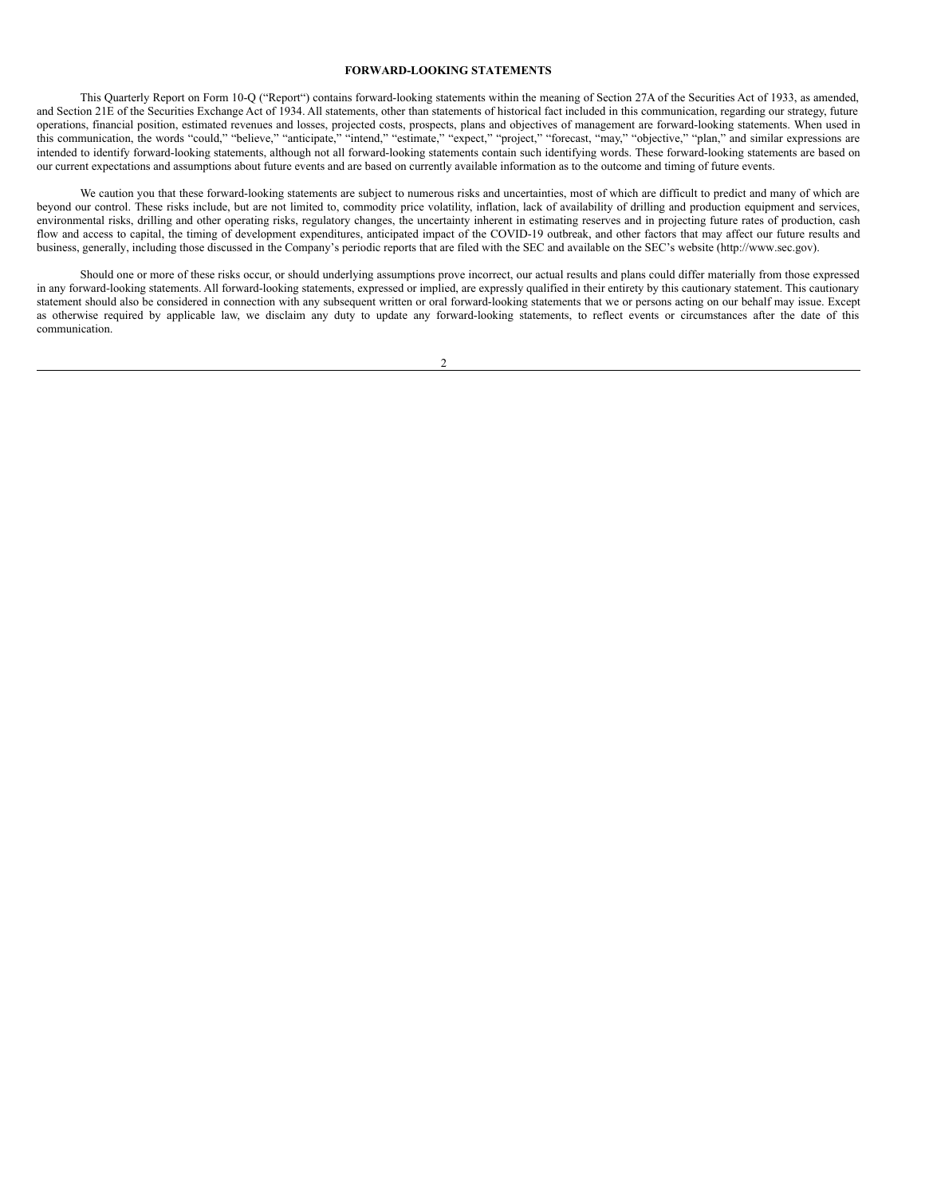## FORWARD-LOOKING STATEMENTS

This Quarterly Report on Form 10-Q ("Report") contains forward-looking statements within the meaning of Section 27A of the Securities Act of 1933, as amended, and Section 21E of the Securities Exchange Act of 1934. All statements, other than statements of historical fact included in this communication, regarding our strategy, future operations, financial position, estimated revenues and losses, projected costs, prospects, plans and objectives of management are forward-looking statements. When used in this communication, the words "could," "believe," "anticipate," "intend," "estimate," "expect," "project," "forecast, "may," "objective," "plan," and similar expressions are intended to identify forward-looking statements, although not all forward-looking statements contain such identifying words. These forward-looking statements are based on our current expectations and assumptions about future events and are based on currently available information as to the outcome and timing of future events.

We caution you that these forward-looking statements are subject to numerous risks and uncertainties, most of which are difficult to predict and many of which are beyond our control. These risks include, but are not limited to, commodity price volatility, inflation, lack of availability of drilling and production equipment and services, environmental risks, drilling and other operating risks, regulatory changes, the uncertainty inherent in estimating reserves and in projecting future rates of production, cash flow and access to capital, the timing of development expenditures, anticipated impact of the COVID-19 outbreak, and other factors that may affect our future results and business, generally, including those discussed in the Company's periodic reports that are filed with the SEC and available on the SEC's website (http://www.sec.gov).

Should one or more of these risks occur, or should underlying assumptions prove incorrect, our actual results and plans could differ materially from those expressed in any forward-looking statements. All forward-looking statements, expressed or implied, are expressly qualified in their entirety by this cautionary statement. This cautionary statement should also be considered in connection with any subsequent written or oral forward-looking statements that we or persons acting on our behalf may issue. Except as otherwise required by applicable law, we disclaim any duty to update any forward-looking statements, to reflect events or circumstances after the date of this communication.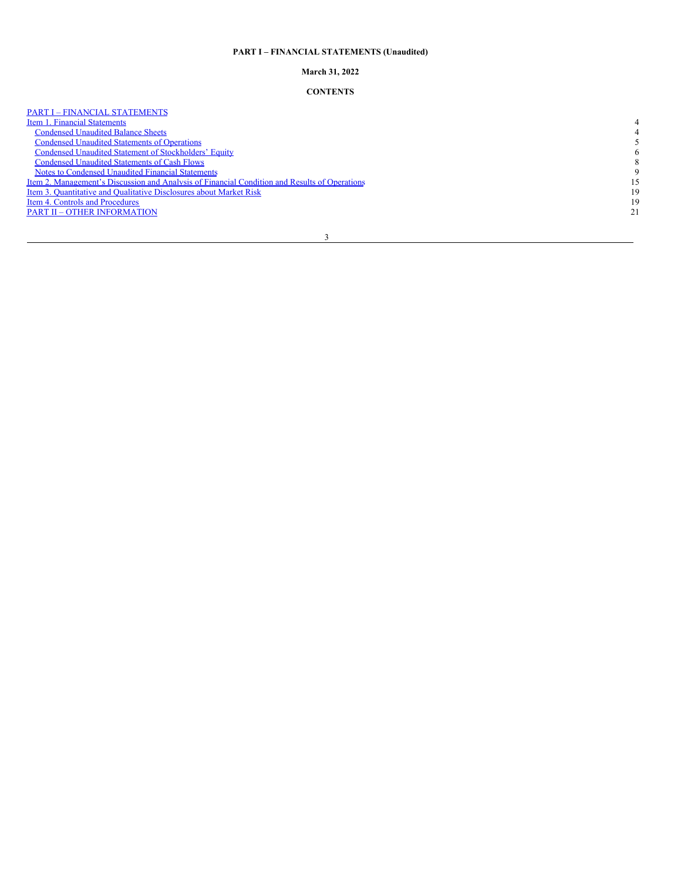**PART I – FINANCIAL STATEMENTS (Unaudited)**

**March 31, 2022**

**CONTENTS**

| | |
|---|---|
| PART I – FINANCIAL STATEMENTS | |
| Item 1. Financial Statements | 4 |
| Condensed Unaudited Balance Sheets | 4 |
| Condensed Unaudited Statements of Operations | 5 |
| Condensed Unaudited Statement of Stockholders' Equity | 6 |
| Condensed Unaudited Statements of Cash Flows | 8 |
| Notes to Condensed Unaudited Financial Statements | 9 |
| Item 2. Management's Discussion and Analysis of Financial Condition and Results of Operations | 15 |
| Item 3. Quantitative and Qualitative Disclosures about Market Risk | 19 |
| Item 4. Controls and Procedures | 19 |
| PART II – OTHER INFORMATION | 21 |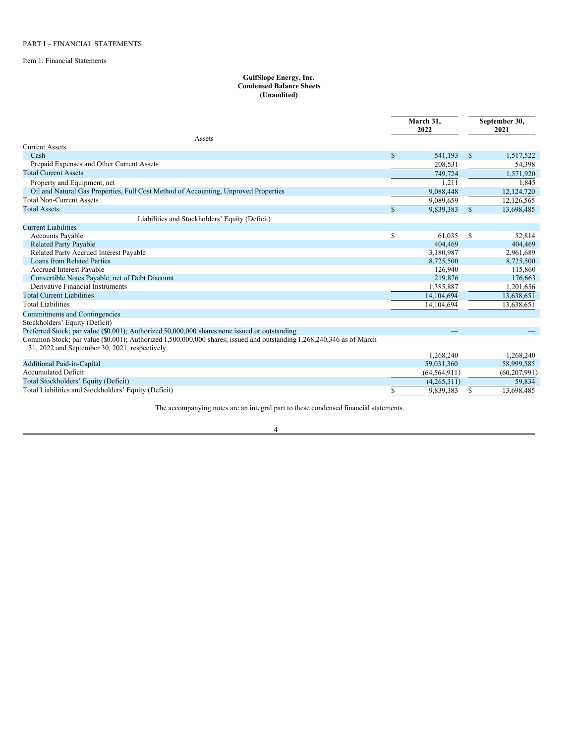PART I – FINANCIAL STATEMENTS

Item 1. Financial Statements

**GulfSlope Energy, Inc.**
**Condensed Balance Sheets**
**(Unaudited)**

| | March 31, 2022 | September 30, 2021 |
|---|---|---|
| **Assets** | | |
| Current Assets | | |
| Cash | $ 541,193 | $ 1,517,522 |
| Prepaid Expenses and Other Current Assets | 208,531 | 54,398 |
| Total Current Assets | 749,724 | 1,571,920 |
| Property and Equipment, net | 1,211 | 1,845 |
| Oil and Natural Gas Properties, Full Cost Method of Accounting, Unproved Properties | 9,088,448 | 12,124,720 |
| Total Non-Current Assets | 9,089,659 | 12,126,565 |
| Total Assets | $ 9,839,383 | $ 13,698,485 |
| **Liabilities and Stockholders' Equity (Deficit)** | | |
| Current Liabilities | | |
| Accounts Payable | $ 61,035 | $ 52,814 |
| Related Party Payable | 404,469 | 404,469 |
| Related Party Accrued Interest Payable | 3,180,987 | 2,961,689 |
| Loans from Related Parties | 8,725,500 | 8,725,500 |
| Accrued Interest Payable | 126,940 | 115,860 |
| Convertible Notes Payable, net of Debt Discount | 219,876 | 176,663 |
| Derivative Financial Instruments | 1,385,887 | 1,201,656 |
| Total Current Liabilities | 14,104,694 | 13,638,651 |
| Total Liabilities | 14,104,694 | 13,638,651 |
| Commitments and Contingencies | | |
| Stockholders' Equity (Deficit) | | |
| Preferred Stock; par value ($0.001); Authorized 50,000,000 shares none issued or outstanding | — | — |
| Common Stock; par value ($0.001); Authorized 1,500,000,000 shares; issued and outstanding 1,268,240,346 as of March 31, 2022 and September 30, 2021, respectively | 1,268,240 | 1,268,240 |
| Additional Paid-in-Capital | 59,031,360 | 58,999,585 |
| Accumulated Deficit | (64,564,911) | (60,207,991) |
| Total Stockholders' Equity (Deficit) | (4,265,311) | 59,834 |
| Total Liabilities and Stockholders' Equity (Deficit) | $ 9,839,383 | $ 13,698,485 |

The accompanying notes are an integral part to these condensed financial statements.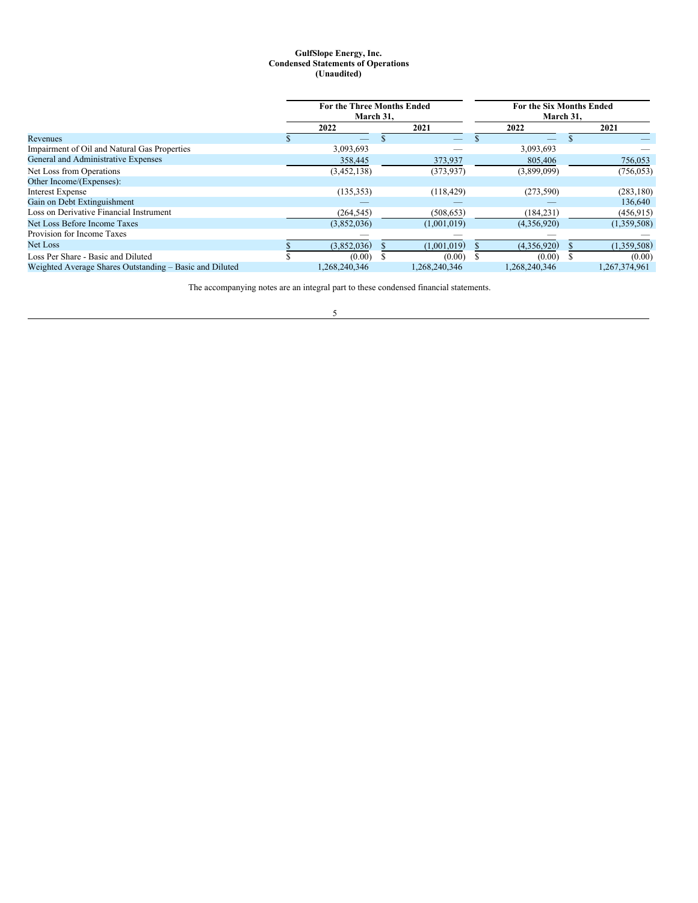**GulfSlope Energy, Inc.**
**Condensed Statements of Operations**
**(Unaudited)**

| | For the Three Months Ended March 31, | | For the Six Months Ended March 31, | |
|---|---|---|---|---|
| | 2022 | 2021 | 2022 | 2021 |
| Revenues | $ — | $ — | $ — | $ — |
| Impairment of Oil and Natural Gas Properties | 3,093,693 | — | 3,093,693 | — |
| General and Administrative Expenses | 358,445 | 373,937 | 805,406 | 756,053 |
| Net Loss from Operations | (3,452,138) | (373,937) | (3,899,099) | (756,053) |
| Other Income/(Expenses): | | | | |
| Interest Expense | (135,353) | (118,429) | (273,590) | (283,180) |
| Gain on Debt Extinguishment | — | — | — | 136,640 |
| Loss on Derivative Financial Instrument | (264,545) | (508,653) | (184,231) | (456,915) |
| Net Loss Before Income Taxes | (3,852,036) | (1,001,019) | (4,356,920) | (1,359,508) |
| Provision for Income Taxes | — | — | — | — |
| Net Loss | $ (3,852,036) | $ (1,001,019) | $ (4,356,920) | $ (1,359,508) |
| Loss Per Share - Basic and Diluted | $ (0.00) | $ (0.00) | $ (0.00) | $ (0.00) |
| Weighted Average Shares Outstanding – Basic and Diluted | 1,268,240,346 | 1,268,240,346 | 1,268,240,346 | 1,267,374,961 |

The accompanying notes are an integral part to these condensed financial statements.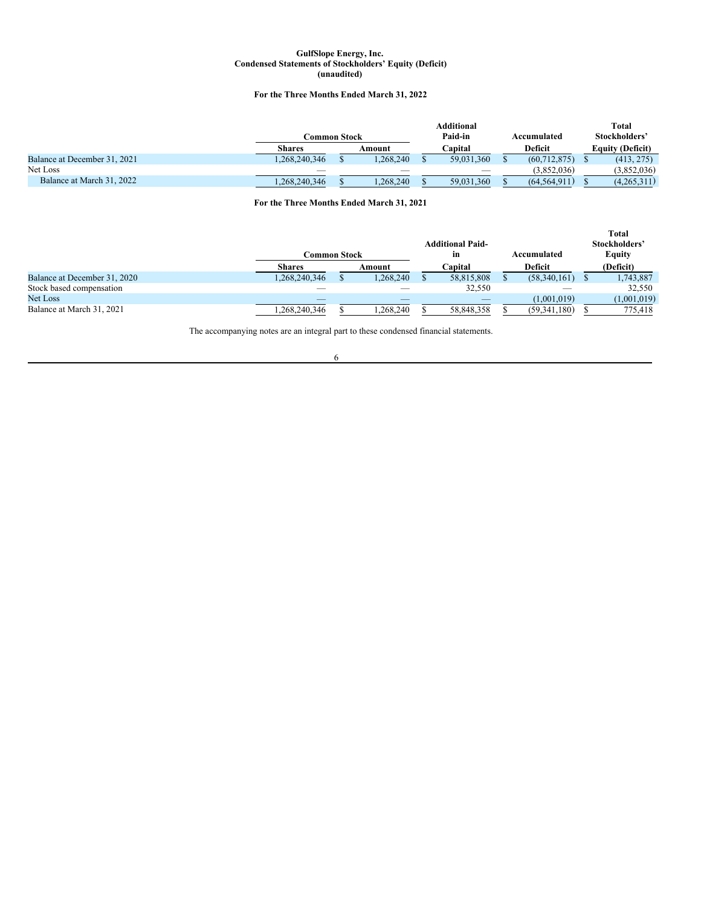**GulfSlope Energy, Inc.**
**Condensed Statements of Stockholders' Equity (Deficit)**
**(unaudited)**

**For the Three Months Ended March 31, 2022**

| | Common Stock | | Additional Paid-in | Accumulated | Total Stockholders' |
|---|---|---|---|---|---|
| | Shares | Amount | Capital | Deficit | Equity (Deficit) |
| Balance at December 31, 2021 | 1,268,240,346 | $ 1,268,240 | $ 59,031,360 | $ (60,712,875) | $ (413, 275) |
| Net Loss | — | — | — | (3,852,036) | (3,852,036) |
| Balance at March 31, 2022 | 1,268,240,346 | $ 1,268,240 | $ 59,031,360 | $ (64,564,911) | $ (4,265,311) |

**For the Three Months Ended March 31, 2021**

| | Common Stock | | Additional Paid-in | Accumulated | Total Stockholders' Equity |
|---|---|---|---|---|---|
| | Shares | Amount | Capital | Deficit | (Deficit) |
| Balance at December 31, 2020 | 1,268,240,346 | $ 1,268,240 | $ 58,815,808 | $ (58,340,161) | $ 1,743,887 |
| Stock based compensation | — | — | 32,550 | — | 32,550 |
| Net Loss | — | — | — | (1,001,019) | (1,001,019) |
| Balance at March 31, 2021 | 1,268,240,346 | $ 1,268,240 | $ 58,848,358 | $ (59,341,180) | $ 775,418 |

The accompanying notes are an integral part to these condensed financial statements.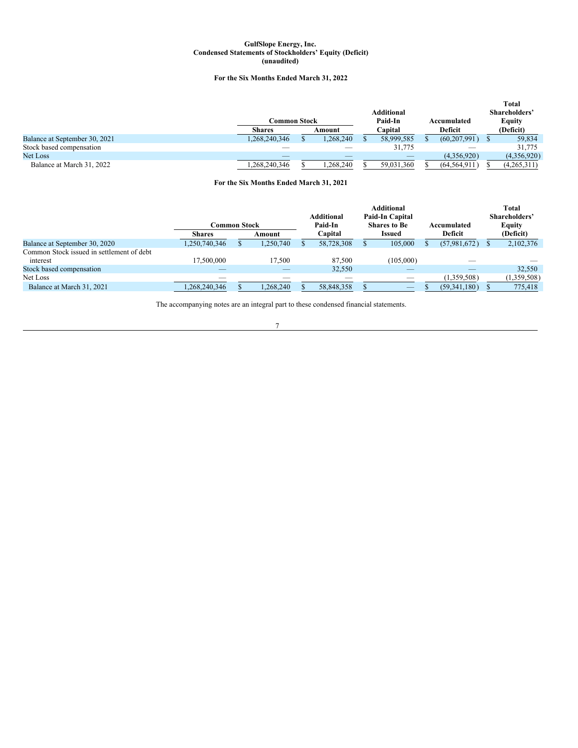# GulfSlope Energy, Inc.
## Condensed Statements of Stockholders' Equity (Deficit)
### (unaudited)

**For the Six Months Ended March 31, 2022**

| | Common Stock | | Additional Paid-In Capital | Accumulated Deficit | Total Shareholders' Equity (Deficit) |
|---|---|---|---|---|---|
| | Shares | Amount | | | |
| Balance at September 30, 2021 | 1,268,240,346 | $ 1,268,240 | $ 58,999,585 | $ (60,207,991) | $ 59,834 |
| Stock based compensation | — | — | 31,775 | — | 31,775 |
| Net Loss | — | — | — | (4,356,920) | (4,356,920) |
| Balance at March 31, 2022 | 1,268,240,346 | $ 1,268,240 | $ 59,031,360 | $ (64,564,911) | $ (4,265,311) |

**For the Six Months Ended March 31, 2021**

| | Common Stock | | Additional Paid-In Capital | Additional Paid-In Capital Shares to Be Issued | Accumulated Deficit | Total Shareholders' Equity (Deficit) |
|---|---|---|---|---|---|---|
| | Shares | Amount | | | | |
| Balance at September 30, 2020 | 1,250,740,346 | $ 1,250,740 | $ 58,728,308 | $ 105,000 | $ (57,981,672) | $ 2,102,376 |
| Common Stock issued in settlement of debt interest | 17,500,000 | 17,500 | 87,500 | (105,000) | — | — |
| Stock based compensation | — | — | 32,550 | — | — | 32,550 |
| Net Loss | — | — | — | — | (1,359,508) | (1,359,508) |
| Balance at March 31, 2021 | 1,268,240,346 | $ 1,268,240 | $ 58,848,358 | $ — | $ (59,341,180) | $ 775,418 |

The accompanying notes are an integral part to these condensed financial statements.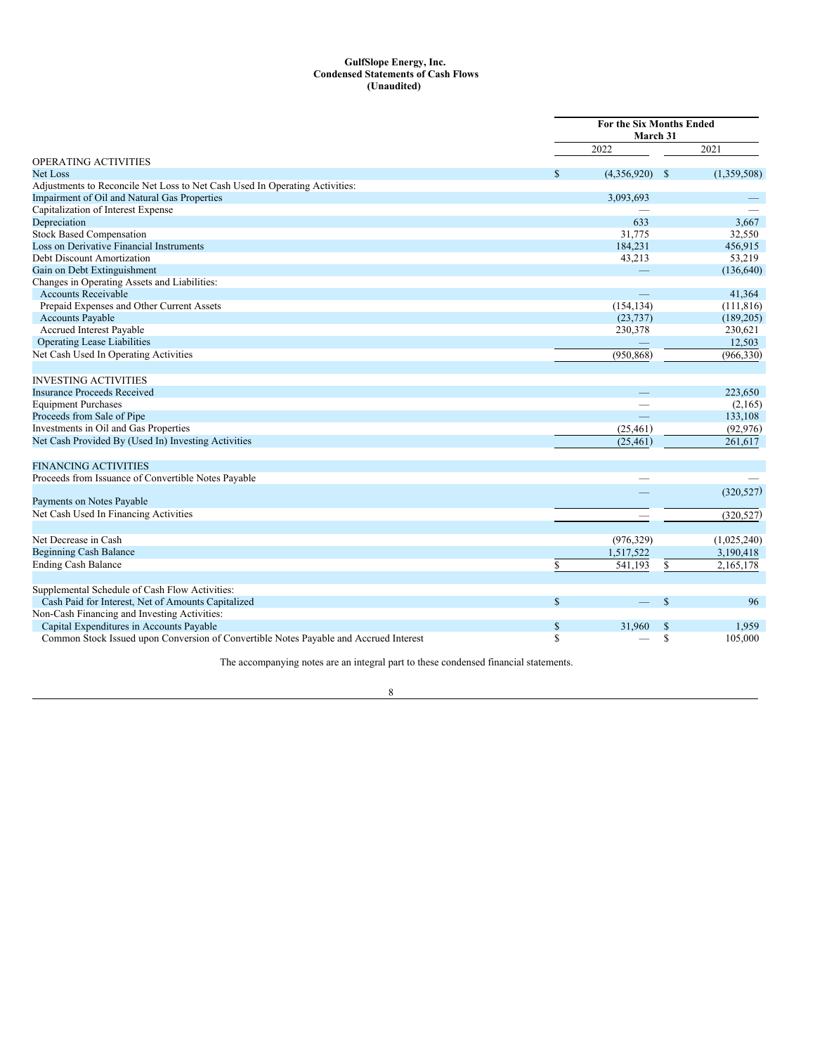**GulfSlope Energy, Inc.**
**Condensed Statements of Cash Flows**
**(Unaudited)**

| | For the Six Months Ended March 31 | |
|---|---|---|
| | 2022 | 2021 |
| OPERATING ACTIVITIES | | |
| Net Loss | $ (4,356,920) | $ (1,359,508) |
| Adjustments to Reconcile Net Loss to Net Cash Used In Operating Activities: | | |
| Impairment of Oil and Natural Gas Properties | 3,093,693 | — |
| Capitalization of Interest Expense | — | — |
| Depreciation | 633 | 3,667 |
| Stock Based Compensation | 31,775 | 32,550 |
| Loss on Derivative Financial Instruments | 184,231 | 456,915 |
| Debt Discount Amortization | 43,213 | 53,219 |
| Gain on Debt Extinguishment | — | (136,640) |
| Changes in Operating Assets and Liabilities: | | |
| Accounts Receivable | — | 41,364 |
| Prepaid Expenses and Other Current Assets | (154,134) | (111,816) |
| Accounts Payable | (23,737) | (189,205) |
| Accrued Interest Payable | 230,378 | 230,621 |
| Operating Lease Liabilities | — | 12,503 |
| Net Cash Used In Operating Activities | (950,868) | (966,330) |
| | | |
| INVESTING ACTIVITIES | | |
| Insurance Proceeds Received | — | 223,650 |
| Equipment Purchases | — | (2,165) |
| Proceeds from Sale of Pipe | — | 133,108 |
| Investments in Oil and Gas Properties | (25,461) | (92,976) |
| Net Cash Provided By (Used In) Investing Activities | (25,461) | 261,617 |
| | | |
| FINANCING ACTIVITIES | | |
| Proceeds from Issuance of Convertible Notes Payable | — | — |
| Payments on Notes Payable | — | (320,527) |
| Net Cash Used In Financing Activities | — | (320,527) |
| | | |
| Net Decrease in Cash | (976,329) | (1,025,240) |
| Beginning Cash Balance | 1,517,522 | 3,190,418 |
| Ending Cash Balance | $ 541,193 | $ 2,165,178 |
| | | |
| Supplemental Schedule of Cash Flow Activities: | | |
| Cash Paid for Interest, Net of Amounts Capitalized | $ — | $ 96 |
| Non-Cash Financing and Investing Activities: | | |
| Capital Expenditures in Accounts Payable | $ 31,960 | $ 1,959 |
| Common Stock Issued upon Conversion of Convertible Notes Payable and Accrued Interest | $ — | $ 105,000 |

The accompanying notes are an integral part to these condensed financial statements.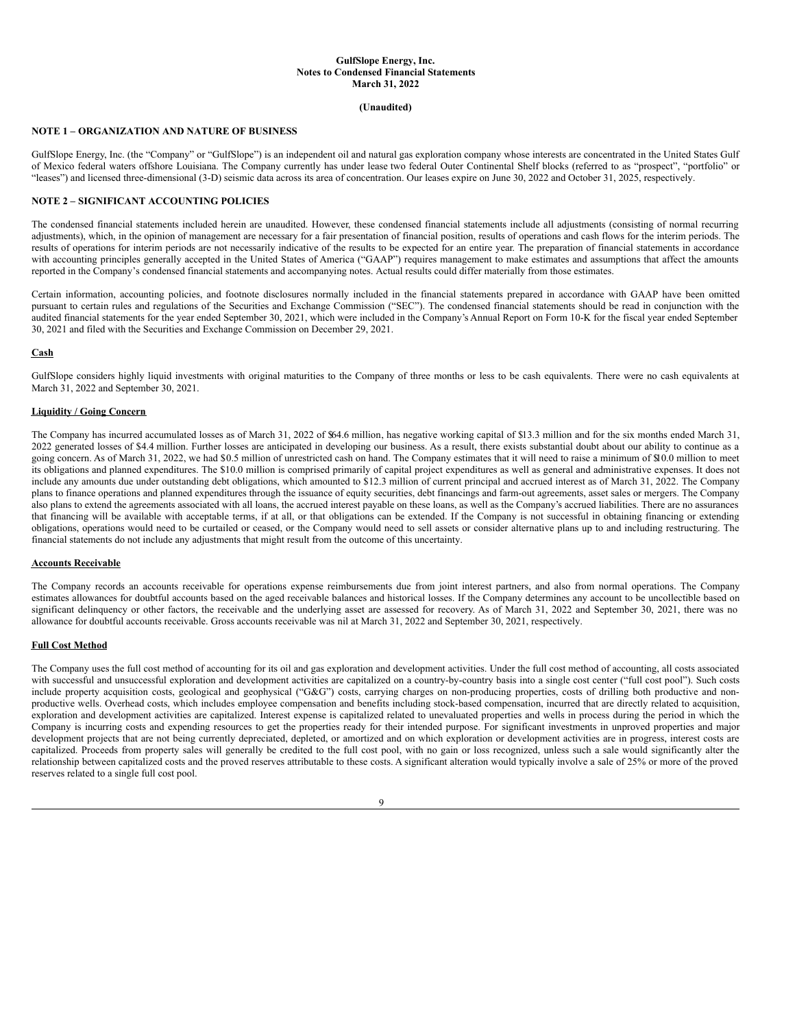**GulfSlope Energy, Inc.**
**Notes to Condensed Financial Statements**
**March 31, 2022**

**(Unaudited)**

## NOTE 1 – ORGANIZATION AND NATURE OF BUSINESS

GulfSlope Energy, Inc. (the "Company" or "GulfSlope") is an independent oil and natural gas exploration company whose interests are concentrated in the United States Gulf of Mexico federal waters offshore Louisiana. The Company currently has under lease two federal Outer Continental Shelf blocks (referred to as "prospect", "portfolio" or "leases") and licensed three-dimensional (3-D) seismic data across its area of concentration. Our leases expire on June 30, 2022 and October 31, 2025, respectively.

## NOTE 2 – SIGNIFICANT ACCOUNTING POLICIES

The condensed financial statements included herein are unaudited. However, these condensed financial statements include all adjustments (consisting of normal recurring adjustments), which, in the opinion of management are necessary for a fair presentation of financial position, results of operations and cash flows for the interim periods. The results of operations for interim periods are not necessarily indicative of the results to be expected for an entire year. The preparation of financial statements in accordance with accounting principles generally accepted in the United States of America ("GAAP") requires management to make estimates and assumptions that affect the amounts reported in the Company's condensed financial statements and accompanying notes. Actual results could differ materially from those estimates.

Certain information, accounting policies, and footnote disclosures normally included in the financial statements prepared in accordance with GAAP have been omitted pursuant to certain rules and regulations of the Securities and Exchange Commission ("SEC"). The condensed financial statements should be read in conjunction with the audited financial statements for the year ended September 30, 2021, which were included in the Company's Annual Report on Form 10-K for the fiscal year ended September 30, 2021 and filed with the Securities and Exchange Commission on December 29, 2021.

### Cash

GulfSlope considers highly liquid investments with original maturities to the Company of three months or less to be cash equivalents. There were no cash equivalents at March 31, 2022 and September 30, 2021.

### Liquidity / Going Concern

The Company has incurred accumulated losses as of March 31, 2022 of $64.6 million, has negative working capital of $13.3 million and for the six months ended March 31, 2022 generated losses of $4.4 million. Further losses are anticipated in developing our business. As a result, there exists substantial doubt about our ability to continue as a going concern. As of March 31, 2022, we had $0.5 million of unrestricted cash on hand. The Company estimates that it will need to raise a minimum of $10.0 million to meet its obligations and planned expenditures. The $10.0 million is comprised primarily of capital project expenditures as well as general and administrative expenses. It does not include any amounts due under outstanding debt obligations, which amounted to $12.3 million of current principal and accrued interest as of March 31, 2022. The Company plans to finance operations and planned expenditures through the issuance of equity securities, debt financings and farm-out agreements, asset sales or mergers. The Company also plans to extend the agreements associated with all loans, the accrued interest payable on these loans, as well as the Company's accrued liabilities. There are no assurances that financing will be available with acceptable terms, if at all, or that obligations can be extended. If the Company is not successful in obtaining financing or extending obligations, operations would need to be curtailed or ceased, or the Company would need to sell assets or consider alternative plans up to and including restructuring. The financial statements do not include any adjustments that might result from the outcome of this uncertainty.

### Accounts Receivable

The Company records an accounts receivable for operations expense reimbursements due from joint interest partners, and also from normal operations. The Company estimates allowances for doubtful accounts based on the aged receivable balances and historical losses. If the Company determines any account to be uncollectible based on significant delinquency or other factors, the receivable and the underlying asset are assessed for recovery. As of March 31, 2022 and September 30, 2021, there was no allowance for doubtful accounts receivable. Gross accounts receivable was nil at March 31, 2022 and September 30, 2021, respectively.

### Full Cost Method

The Company uses the full cost method of accounting for its oil and gas exploration and development activities. Under the full cost method of accounting, all costs associated with successful and unsuccessful exploration and development activities are capitalized on a country-by-country basis into a single cost center ("full cost pool"). Such costs include property acquisition costs, geological and geophysical ("G&G") costs, carrying charges on non-producing properties, costs of drilling both productive and non-productive wells. Overhead costs, which includes employee compensation and benefits including stock-based compensation, incurred that are directly related to acquisition, exploration and development activities are capitalized. Interest expense is capitalized related to unevaluated properties and wells in process during the period in which the Company is incurring costs and expending resources to get the properties ready for their intended purpose. For significant investments in unproved properties and major development projects that are not being currently depreciated, depleted, or amortized and on which exploration or development activities are in progress, interest costs are capitalized. Proceeds from property sales will generally be credited to the full cost pool, with no gain or loss recognized, unless such a sale would significantly alter the relationship between capitalized costs and the proved reserves attributable to these costs. A significant alteration would typically involve a sale of 25% or more of the proved reserves related to a single full cost pool.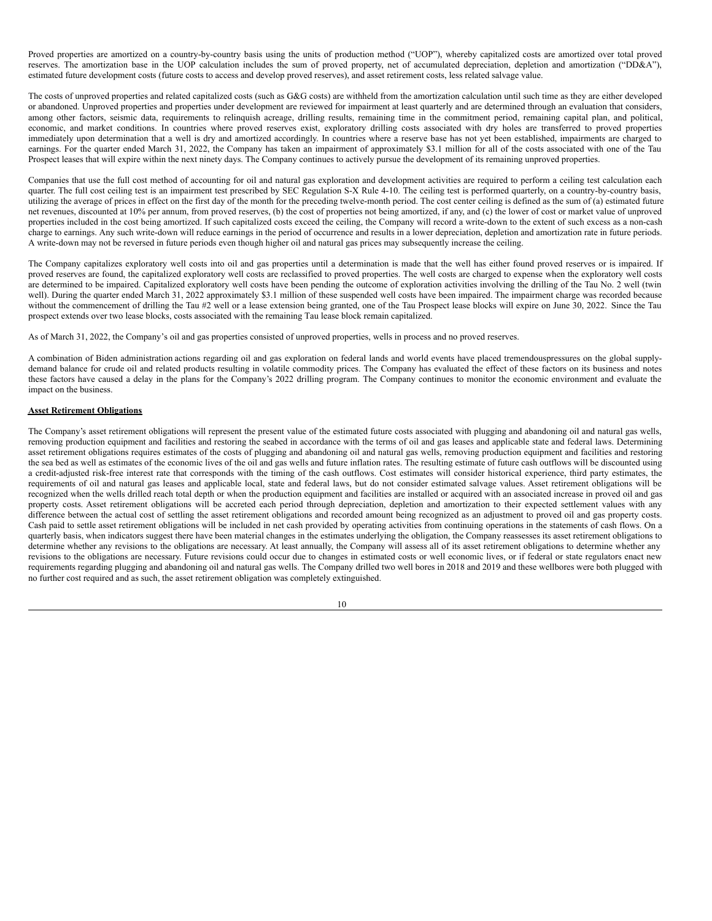Proved properties are amortized on a country-by-country basis using the units of production method ("UOP"), whereby capitalized costs are amortized over total proved reserves. The amortization base in the UOP calculation includes the sum of proved property, net of accumulated depreciation, depletion and amortization ("DD&A"), estimated future development costs (future costs to access and develop proved reserves), and asset retirement costs, less related salvage value.

The costs of unproved properties and related capitalized costs (such as G&G costs) are withheld from the amortization calculation until such time as they are either developed or abandoned. Unproved properties and properties under development are reviewed for impairment at least quarterly and are determined through an evaluation that considers, among other factors, seismic data, requirements to relinquish acreage, drilling results, remaining time in the commitment period, remaining capital plan, and political, economic, and market conditions. In countries where proved reserves exist, exploratory drilling costs associated with dry holes are transferred to proved properties immediately upon determination that a well is dry and amortized accordingly. In countries where a reserve base has not yet been established, impairments are charged to earnings. For the quarter ended March 31, 2022, the Company has taken an impairment of approximately $3.1 million for all of the costs associated with one of the Tau Prospect leases that will expire within the next ninety days. The Company continues to actively pursue the development of its remaining unproved properties.

Companies that use the full cost method of accounting for oil and natural gas exploration and development activities are required to perform a ceiling test calculation each quarter. The full cost ceiling test is an impairment test prescribed by SEC Regulation S-X Rule 4-10. The ceiling test is performed quarterly, on a country-by-country basis, utilizing the average of prices in effect on the first day of the month for the preceding twelve-month period. The cost center ceiling is defined as the sum of (a) estimated future net revenues, discounted at 10% per annum, from proved reserves, (b) the cost of properties not being amortized, if any, and (c) the lower of cost or market value of unproved properties included in the cost being amortized. If such capitalized costs exceed the ceiling, the Company will record a write-down to the extent of such excess as a non-cash charge to earnings. Any such write-down will reduce earnings in the period of occurrence and results in a lower depreciation, depletion and amortization rate in future periods. A write-down may not be reversed in future periods even though higher oil and natural gas prices may subsequently increase the ceiling.

The Company capitalizes exploratory well costs into oil and gas properties until a determination is made that the well has either found proved reserves or is impaired. If proved reserves are found, the capitalized exploratory well costs are reclassified to proved properties. The well costs are charged to expense when the exploratory well costs are determined to be impaired. Capitalized exploratory well costs have been pending the outcome of exploration activities involving the drilling of the Tau No. 2 well (twin well). During the quarter ended March 31, 2022 approximately $3.1 million of these suspended well costs have been impaired. The impairment charge was recorded because without the commencement of drilling the Tau #2 well or a lease extension being granted, one of the Tau Prospect lease blocks will expire on June 30, 2022. Since the Tau prospect extends over two lease blocks, costs associated with the remaining Tau lease block remain capitalized.

As of March 31, 2022, the Company's oil and gas properties consisted of unproved properties, wells in process and no proved reserves.

A combination of Biden administration actions regarding oil and gas exploration on federal lands and world events have placed tremendouspressures on the global supply-demand balance for crude oil and related products resulting in volatile commodity prices. The Company has evaluated the effect of these factors on its business and notes these factors have caused a delay in the plans for the Company's 2022 drilling program. The Company continues to monitor the economic environment and evaluate the impact on the business.

**Asset Retirement Obligations**

The Company's asset retirement obligations will represent the present value of the estimated future costs associated with plugging and abandoning oil and natural gas wells, removing production equipment and facilities and restoring the seabed in accordance with the terms of oil and gas leases and applicable state and federal laws. Determining asset retirement obligations requires estimates of the costs of plugging and abandoning oil and natural gas wells, removing production equipment and facilities and restoring the sea bed as well as estimates of the economic lives of the oil and gas wells and future inflation rates. The resulting estimate of future cash outflows will be discounted using a credit-adjusted risk-free interest rate that corresponds with the timing of the cash outflows. Cost estimates will consider historical experience, third party estimates, the requirements of oil and natural gas leases and applicable local, state and federal laws, but do not consider estimated salvage values. Asset retirement obligations will be recognized when the wells drilled reach total depth or when the production equipment and facilities are installed or acquired with an associated increase in proved oil and gas property costs. Asset retirement obligations will be accreted each period through depreciation, depletion and amortization to their expected settlement values with any difference between the actual cost of settling the asset retirement obligations and recorded amount being recognized as an adjustment to proved oil and gas property costs. Cash paid to settle asset retirement obligations will be included in net cash provided by operating activities from continuing operations in the statements of cash flows. On a quarterly basis, when indicators suggest there have been material changes in the estimates underlying the obligation, the Company reassesses its asset retirement obligations to determine whether any revisions to the obligations are necessary. At least annually, the Company will assess all of its asset retirement obligations to determine whether any revisions to the obligations are necessary. Future revisions could occur due to changes in estimated costs or well economic lives, or if federal or state regulators enact new requirements regarding plugging and abandoning oil and natural gas wells. The Company drilled two well bores in 2018 and 2019 and these wellbores were both plugged with no further cost required and as such, the asset retirement obligation was completely extinguished.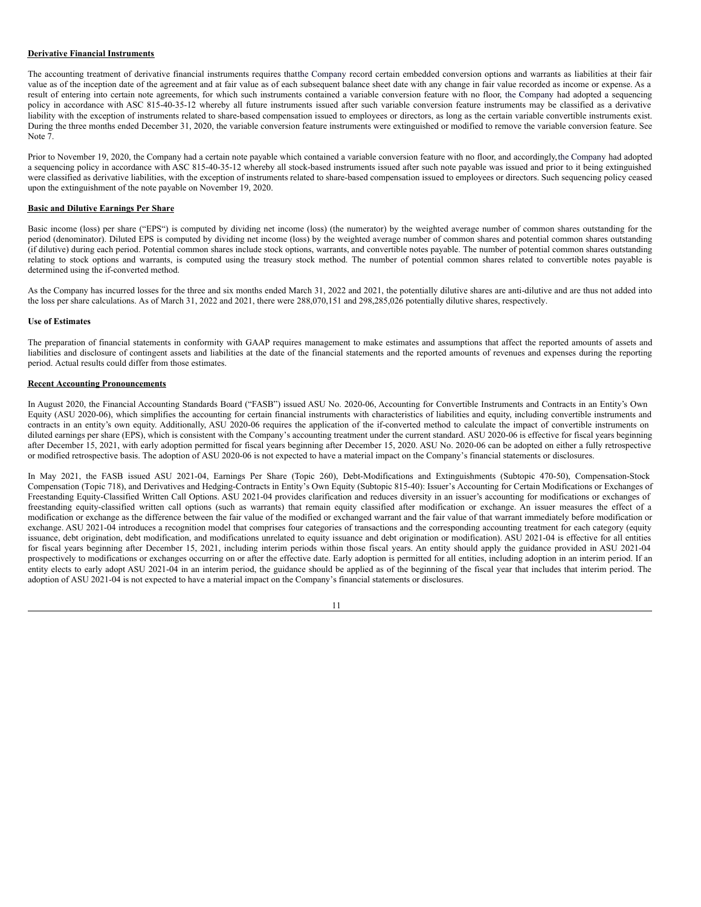**Derivative Financial Instruments**

The accounting treatment of derivative financial instruments requires thatthe Company record certain embedded conversion options and warrants as liabilities at their fair value as of the inception date of the agreement and at fair value as of each subsequent balance sheet date with any change in fair value recorded as income or expense. As a result of entering into certain note agreements, for which such instruments contained a variable conversion feature with no floor, the Company had adopted a sequencing policy in accordance with ASC 815-40-35-12 whereby all future instruments issued after such variable conversion feature instruments may be classified as a derivative liability with the exception of instruments related to share-based compensation issued to employees or directors, as long as the certain variable convertible instruments exist. During the three months ended December 31, 2020, the variable conversion feature instruments were extinguished or modified to remove the variable conversion feature. See Note 7.

Prior to November 19, 2020, the Company had a certain note payable which contained a variable conversion feature with no floor, and accordingly,the Company had adopted a sequencing policy in accordance with ASC 815-40-35-12 whereby all stock-based instruments issued after such note payable was issued and prior to it being extinguished were classified as derivative liabilities, with the exception of instruments related to share-based compensation issued to employees or directors. Such sequencing policy ceased upon the extinguishment of the note payable on November 19, 2020.

**Basic and Dilutive Earnings Per Share**

Basic income (loss) per share ("EPS") is computed by dividing net income (loss) (the numerator) by the weighted average number of common shares outstanding for the period (denominator). Diluted EPS is computed by dividing net income (loss) by the weighted average number of common shares and potential common shares outstanding (if dilutive) during each period. Potential common shares include stock options, warrants, and convertible notes payable. The number of potential common shares outstanding relating to stock options and warrants, is computed using the treasury stock method. The number of potential common shares related to convertible notes payable is determined using the if-converted method.

As the Company has incurred losses for the three and six months ended March 31, 2022 and 2021, the potentially dilutive shares are anti-dilutive and are thus not added into the loss per share calculations. As of March 31, 2022 and 2021, there were 288,070,151 and 298,285,026 potentially dilutive shares, respectively.

**Use of Estimates**

The preparation of financial statements in conformity with GAAP requires management to make estimates and assumptions that affect the reported amounts of assets and liabilities and disclosure of contingent assets and liabilities at the date of the financial statements and the reported amounts of revenues and expenses during the reporting period. Actual results could differ from those estimates.

**Recent Accounting Pronouncements**

In August 2020, the Financial Accounting Standards Board ("FASB") issued ASU No. 2020-06, Accounting for Convertible Instruments and Contracts in an Entity's Own Equity (ASU 2020-06), which simplifies the accounting for certain financial instruments with characteristics of liabilities and equity, including convertible instruments and contracts in an entity's own equity. Additionally, ASU 2020-06 requires the application of the if-converted method to calculate the impact of convertible instruments on diluted earnings per share (EPS), which is consistent with the Company's accounting treatment under the current standard. ASU 2020-06 is effective for fiscal years beginning after December 15, 2021, with early adoption permitted for fiscal years beginning after December 15, 2020. ASU No. 2020-06 can be adopted on either a fully retrospective or modified retrospective basis. The adoption of ASU 2020-06 is not expected to have a material impact on the Company's financial statements or disclosures.

In May 2021, the FASB issued ASU 2021-04, Earnings Per Share (Topic 260), Debt-Modifications and Extinguishments (Subtopic 470-50), Compensation-Stock Compensation (Topic 718), and Derivatives and Hedging-Contracts in Entity's Own Equity (Subtopic 815-40): Issuer's Accounting for Certain Modifications or Exchanges of Freestanding Equity-Classified Written Call Options. ASU 2021-04 provides clarification and reduces diversity in an issuer's accounting for modifications or exchanges of freestanding equity-classified written call options (such as warrants) that remain equity classified after modification or exchange. An issuer measures the effect of a modification or exchange as the difference between the fair value of the modified or exchanged warrant and the fair value of that warrant immediately before modification or exchange. ASU 2021-04 introduces a recognition model that comprises four categories of transactions and the corresponding accounting treatment for each category (equity issuance, debt origination, debt modification, and modifications unrelated to equity issuance and debt origination or modification). ASU 2021-04 is effective for all entities for fiscal years beginning after December 15, 2021, including interim periods within those fiscal years. An entity should apply the guidance provided in ASU 2021-04 prospectively to modifications or exchanges occurring on or after the effective date. Early adoption is permitted for all entities, including adoption in an interim period. If an entity elects to early adopt ASU 2021-04 in an interim period, the guidance should be applied as of the beginning of the fiscal year that includes that interim period. The adoption of ASU 2021-04 is not expected to have a material impact on the Company's financial statements or disclosures.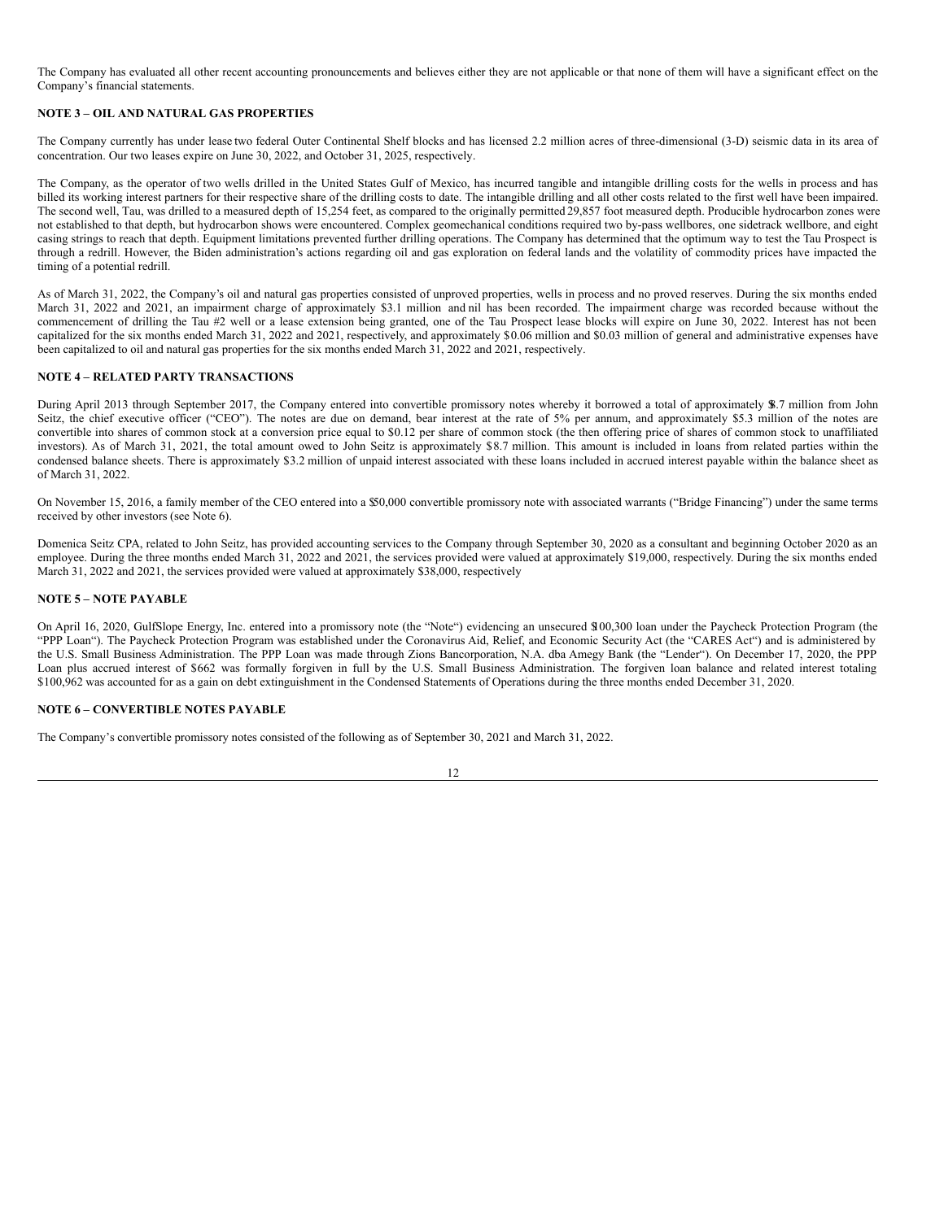The Company has evaluated all other recent accounting pronouncements and believes either they are not applicable or that none of them will have a significant effect on the Company's financial statements.

**NOTE 3 – OIL AND NATURAL GAS PROPERTIES**

The Company currently has under lease two federal Outer Continental Shelf blocks and has licensed 2.2 million acres of three-dimensional (3-D) seismic data in its area of concentration. Our two leases expire on June 30, 2022, and October 31, 2025, respectively.

The Company, as the operator of two wells drilled in the United States Gulf of Mexico, has incurred tangible and intangible drilling costs for the wells in process and has billed its working interest partners for their respective share of the drilling costs to date. The intangible drilling and all other costs related to the first well have been impaired. The second well, Tau, was drilled to a measured depth of 15,254 feet, as compared to the originally permitted 29,857 foot measured depth. Producible hydrocarbon zones were not established to that depth, but hydrocarbon shows were encountered. Complex geomechanical conditions required two by-pass wellbores, one sidetrack wellbore, and eight casing strings to reach that depth. Equipment limitations prevented further drilling operations. The Company has determined that the optimum way to test the Tau Prospect is through a redrill. However, the Biden administration's actions regarding oil and gas exploration on federal lands and the volatility of commodity prices have impacted the timing of a potential redrill.

As of March 31, 2022, the Company's oil and natural gas properties consisted of unproved properties, wells in process and no proved reserves. During the six months ended March 31, 2022 and 2021, an impairment charge of approximately $3.1 million and nil has been recorded. The impairment charge was recorded because without the commencement of drilling the Tau #2 well or a lease extension being granted, one of the Tau Prospect lease blocks will expire on June 30, 2022. Interest has not been capitalized for the six months ended March 31, 2022 and 2021, respectively, and approximately $0.06 million and $0.03 million of general and administrative expenses have been capitalized to oil and natural gas properties for the six months ended March 31, 2022 and 2021, respectively.

**NOTE 4 – RELATED PARTY TRANSACTIONS**

During April 2013 through September 2017, the Company entered into convertible promissory notes whereby it borrowed a total of approximately $8.7 million from John Seitz, the chief executive officer ("CEO"). The notes are due on demand, bear interest at the rate of 5% per annum, and approximately $5.3 million of the notes are convertible into shares of common stock at a conversion price equal to $0.12 per share of common stock (the then offering price of shares of common stock to unaffiliated investors). As of March 31, 2021, the total amount owed to John Seitz is approximately $8.7 million. This amount is included in loans from related parties within the condensed balance sheets. There is approximately $3.2 million of unpaid interest associated with these loans included in accrued interest payable within the balance sheet as of March 31, 2022.

On November 15, 2016, a family member of the CEO entered into a $50,000 convertible promissory note with associated warrants ("Bridge Financing") under the same terms received by other investors (see Note 6).

Domenica Seitz CPA, related to John Seitz, has provided accounting services to the Company through September 30, 2020 as a consultant and beginning October 2020 as an employee. During the three months ended March 31, 2022 and 2021, the services provided were valued at approximately $19,000, respectively. During the six months ended March 31, 2022 and 2021, the services provided were valued at approximately $38,000, respectively

**NOTE 5 – NOTE PAYABLE**

On April 16, 2020, GulfSlope Energy, Inc. entered into a promissory note (the "Note") evidencing an unsecured $100,300 loan under the Paycheck Protection Program (the "PPP Loan"). The Paycheck Protection Program was established under the Coronavirus Aid, Relief, and Economic Security Act (the "CARES Act") and is administered by the U.S. Small Business Administration. The PPP Loan was made through Zions Bancorporation, N.A. dba Amegy Bank (the "Lender"). On December 17, 2020, the PPP Loan plus accrued interest of $662 was formally forgiven in full by the U.S. Small Business Administration. The forgiven loan balance and related interest totaling $100,962 was accounted for as a gain on debt extinguishment in the Condensed Statements of Operations during the three months ended December 31, 2020.

**NOTE 6 – CONVERTIBLE NOTES PAYABLE**

The Company's convertible promissory notes consisted of the following as of September 30, 2021 and March 31, 2022.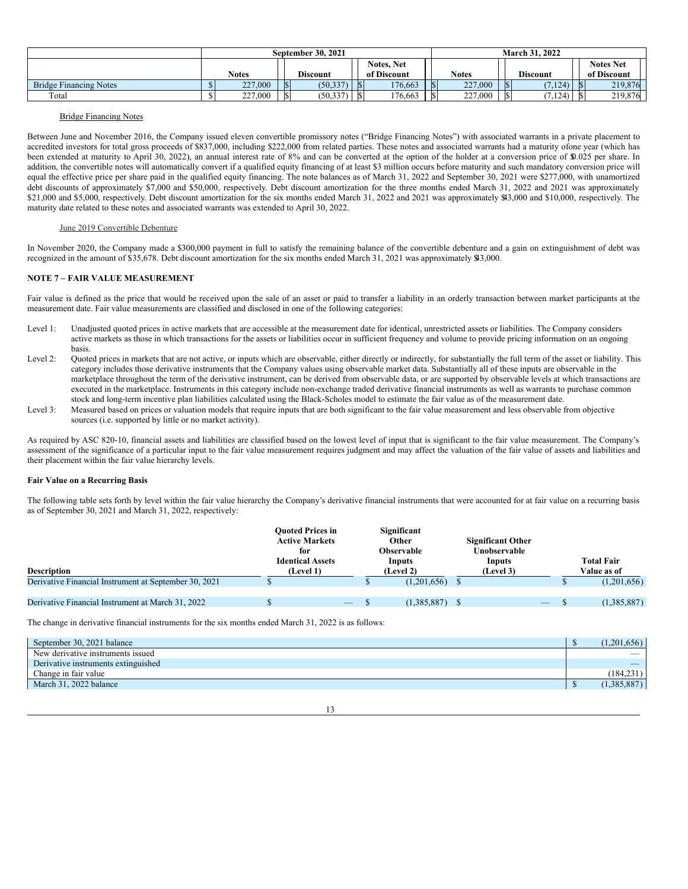| | September 30, 2021 | | | March 31, 2022 | | |
|---|---|---|---|---|---|---|
| | Notes | Discount | Notes, Net of Discount | Notes | Discount | Notes Net of Discount |
| Bridge Financing Notes | $ 227,000 | $ (50,337) | $ 176,663 | $ 227,000 | $ (7,124) | $ 219,876 |
| Total | $ 227,000 | $ (50,337) | $ 176,663 | $ 227,000 | $ (7,124) | $ 219,876 |

Bridge Financing Notes

Between June and November 2016, the Company issued eleven convertible promissory notes ("Bridge Financing Notes") with associated warrants in a private placement to accredited investors for total gross proceeds of $837,000, including $222,000 from related parties. These notes and associated warrants had a maturity ofone year (which has been extended at maturity to April 30, 2022), an annual interest rate of 8% and can be converted at the option of the holder at a conversion price of $0.025 per share. In addition, the convertible notes will automatically convert if a qualified equity financing of at least $3 million occurs before maturity and such mandatory conversion price will equal the effective price per share paid in the qualified equity financing. The note balances as of March 31, 2022 and September 30, 2021 were $277,000, with unamortized debt discounts of approximately $7,000 and $50,000, respectively. Debt discount amortization for the three months ended March 31, 2022 and 2021 was approximately $21,000 and $5,000, respectively. Debt discount amortization for the six months ended March 31, 2022 and 2021 was approximately $43,000 and $10,000, respectively. The maturity date related to these notes and associated warrants was extended to April 30, 2022.

June 2019 Convertible Debenture

In November 2020, the Company made a $300,000 payment in full to satisfy the remaining balance of the convertible debenture and a gain on extinguishment of debt was recognized in the amount of $35,678. Debt discount amortization for the six months ended March 31, 2021 was approximately $43,000.

**NOTE 7 – FAIR VALUE MEASUREMENT**

Fair value is defined as the price that would be received upon the sale of an asset or paid to transfer a liability in an orderly transaction between market participants at the measurement date. Fair value measurements are classified and disclosed in one of the following categories:

Level 1: Unadjusted quoted prices in active markets that are accessible at the measurement date for identical, unrestricted assets or liabilities. The Company considers active markets as those in which transactions for the assets or liabilities occur in sufficient frequency and volume to provide pricing information on an ongoing basis.

Level 2: Quoted prices in markets that are not active, or inputs which are observable, either directly or indirectly, for substantially the full term of the asset or liability. This category includes those derivative instruments that the Company values using observable market data. Substantially all of these inputs are observable in the marketplace throughout the term of the derivative instrument, can be derived from observable data, or are supported by observable levels at which transactions are executed in the marketplace. Instruments in this category include non-exchange traded derivative financial instruments as well as warrants to purchase common stock and long-term incentive plan liabilities calculated using the Black-Scholes model to estimate the fair value as of the measurement date.

Level 3: Measured based on prices or valuation models that require inputs that are both significant to the fair value measurement and less observable from objective sources (i.e. supported by little or no market activity).

As required by ASC 820-10, financial assets and liabilities are classified based on the lowest level of input that is significant to the fair value measurement. The Company's assessment of the significance of a particular input to the fair value measurement requires judgment and may affect the valuation of the fair value of assets and liabilities and their placement within the fair value hierarchy levels.

**Fair Value on a Recurring Basis**

The following table sets forth by level within the fair value hierarchy the Company's derivative financial instruments that were accounted for at fair value on a recurring basis as of September 30, 2021 and March 31, 2022, respectively:

| Description | Quoted Prices in Active Markets for Identical Assets (Level 1) | Significant Other Observable Inputs (Level 2) | Significant Other Unobservable Inputs (Level 3) | Total Fair Value as of |
|---|---|---|---|---|
| Derivative Financial Instrument at September 30, 2021 | $ | $ (1,201,656) | $ | $ (1,201,656) |
| Derivative Financial Instrument at March 31, 2022 | $ — | $ (1,385,887) | $ — | $ (1,385,887) |

The change in derivative financial instruments for the six months ended March 31, 2022 is as follows:

| | |
|---|---|
| September 30, 2021 balance | $ (1,201,656) |
| New derivative instruments issued | — |
| Derivative instruments extinguished | — |
| Change in fair value | (184,231) |
| March 31, 2022 balance | $ (1,385,887) |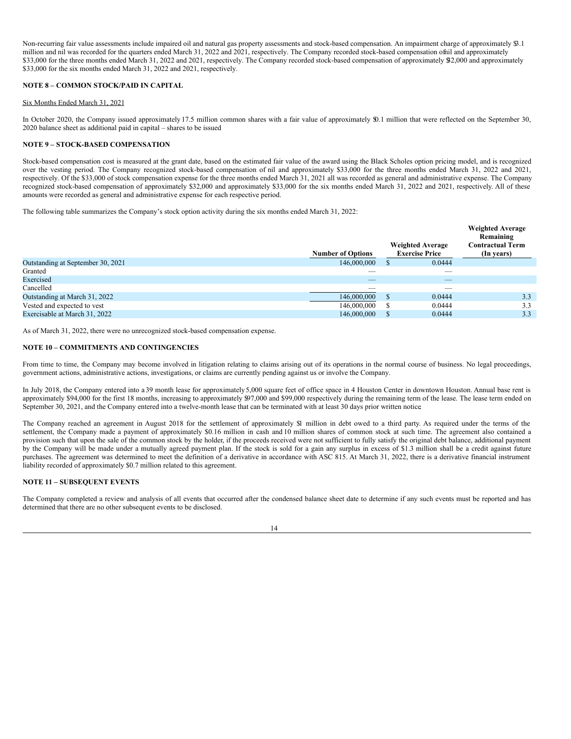Non-recurring fair value assessments include impaired oil and natural gas property assessments and stock-based compensation. An impairment charge of approximately $3.1 million and nil was recorded for the quarters ended March 31, 2022 and 2021, respectively. The Company recorded stock-based compensation of nil and approximately $33,000 for the three months ended March 31, 2022 and 2021, respectively. The Company recorded stock-based compensation of approximately $32,000 and approximately $33,000 for the six months ended March 31, 2022 and 2021, respectively.

## NOTE 8 – COMMON STOCK/PAID IN CAPITAL

Six Months Ended March 31, 2021

In October 2020, the Company issued approximately 17.5 million common shares with a fair value of approximately $0.1 million that were reflected on the September 30, 2020 balance sheet as additional paid in capital – shares to be issued

## NOTE 9 – STOCK-BASED COMPENSATION

Stock-based compensation cost is measured at the grant date, based on the estimated fair value of the award using the Black Scholes option pricing model, and is recognized over the vesting period. The Company recognized stock-based compensation of nil and approximately $33,000 for the three months ended March 31, 2022 and 2021, respectively. Of the $33,000 of stock compensation expense for the three months ended March 31, 2021 all was recorded as general and administrative expense. The Company recognized stock-based compensation of approximately $32,000 and approximately $33,000 for the six months ended March 31, 2022 and 2021, respectively. All of these amounts were recorded as general and administrative expense for each respective period.

The following table summarizes the Company's stock option activity during the six months ended March 31, 2022:

| | Number of Options | Weighted Average Exercise Price | Weighted Average Remaining Contractual Term (In years) |
|---|---|---|---|
| Outstanding at September 30, 2021 | 146,000,000 | $ 0.0444 | |
| Granted | — | — | |
| Exercised | — | — | |
| Cancelled | — | — | |
| Outstanding at March 31, 2022 | 146,000,000 | $ 0.0444 | 3.3 |
| Vested and expected to vest | 146,000,000 | $ 0.0444 | 3.3 |
| Exercisable at March 31, 2022 | 146,000,000 | $ 0.0444 | 3.3 |

As of March 31, 2022, there were no unrecognized stock-based compensation expense.

## NOTE 10 – COMMITMENTS AND CONTINGENCIES

From time to time, the Company may become involved in litigation relating to claims arising out of its operations in the normal course of business. No legal proceedings, government actions, administrative actions, investigations, or claims are currently pending against us or involve the Company.

In July 2018, the Company entered into a 39 month lease for approximately 5,000 square feet of office space in 4 Houston Center in downtown Houston. Annual base rent is approximately $94,000 for the first 18 months, increasing to approximately $97,000 and $99,000 respectively during the remaining term of the lease. The lease term ended on September 30, 2021, and the Company entered into a twelve-month lease that can be terminated with at least 30 days prior written notice.

The Company reached an agreement in August 2018 for the settlement of approximately $1 million in debt owed to a third party. As required under the terms of the settlement, the Company made a payment of approximately $0.16 million in cash and 10 million shares of common stock at such time. The agreement also contained a provision such that upon the sale of the common stock by the holder, if the proceeds received were not sufficient to fully satisfy the original debt balance, additional payment by the Company will be made under a mutually agreed payment plan. If the stock is sold for a gain any surplus in excess of $1.3 million shall be a credit against future purchases. The agreement was determined to meet the definition of a derivative in accordance with ASC 815. At March 31, 2022, there is a derivative financial instrument liability recorded of approximately $0.7 million related to this agreement.

## NOTE 11 – SUBSEQUENT EVENTS

The Company completed a review and analysis of all events that occurred after the condensed balance sheet date to determine if any such events must be reported and has determined that there are no other subsequent events to be disclosed.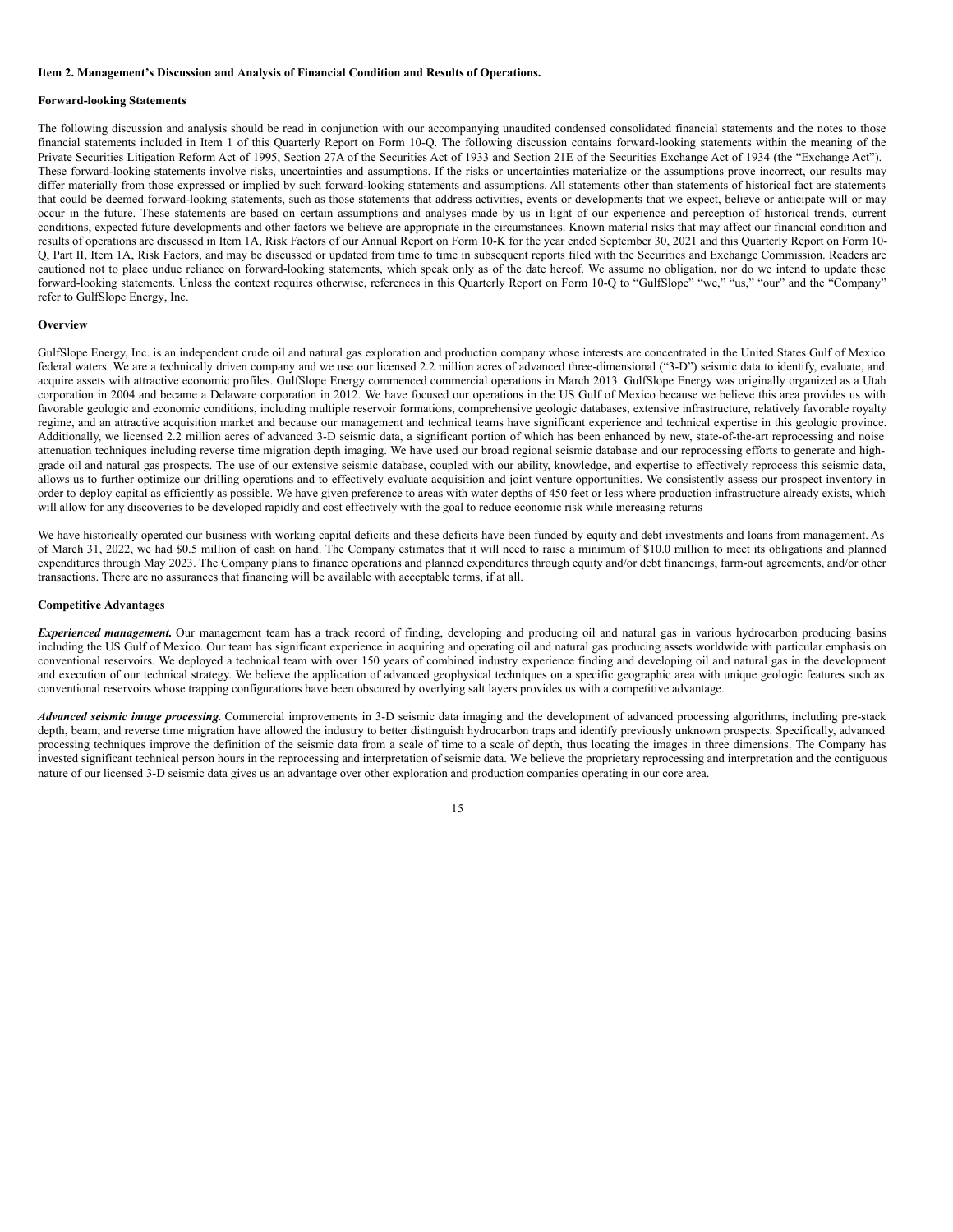**Item 2. Management's Discussion and Analysis of Financial Condition and Results of Operations.**

**Forward-looking Statements**

The following discussion and analysis should be read in conjunction with our accompanying unaudited condensed consolidated financial statements and the notes to those financial statements included in Item 1 of this Quarterly Report on Form 10-Q. The following discussion contains forward-looking statements within the meaning of the Private Securities Litigation Reform Act of 1995, Section 27A of the Securities Act of 1933 and Section 21E of the Securities Exchange Act of 1934 (the "Exchange Act"). These forward-looking statements involve risks, uncertainties and assumptions. If the risks or uncertainties materialize or the assumptions prove incorrect, our results may differ materially from those expressed or implied by such forward-looking statements and assumptions. All statements other than statements of historical fact are statements that could be deemed forward-looking statements, such as those statements that address activities, events or developments that we expect, believe or anticipate will or may occur in the future. These statements are based on certain assumptions and analyses made by us in light of our experience and perception of historical trends, current conditions, expected future developments and other factors we believe are appropriate in the circumstances. Known material risks that may affect our financial condition and results of operations are discussed in Item 1A, Risk Factors of our Annual Report on Form 10-K for the year ended September 30, 2021 and this Quarterly Report on Form 10-Q, Part II, Item 1A, Risk Factors, and may be discussed or updated from time to time in subsequent reports filed with the Securities and Exchange Commission. Readers are cautioned not to place undue reliance on forward-looking statements, which speak only as of the date hereof. We assume no obligation, nor do we intend to update these forward-looking statements. Unless the context requires otherwise, references in this Quarterly Report on Form 10-Q to "GulfSlope" "we," "us," "our" and the "Company" refer to GulfSlope Energy, Inc.

**Overview**

GulfSlope Energy, Inc. is an independent crude oil and natural gas exploration and production company whose interests are concentrated in the United States Gulf of Mexico federal waters. We are a technically driven company and we use our licensed 2.2 million acres of advanced three-dimensional ("3-D") seismic data to identify, evaluate, and acquire assets with attractive economic profiles. GulfSlope Energy commenced commercial operations in March 2013. GulfSlope Energy was originally organized as a Utah corporation in 2004 and became a Delaware corporation in 2012. We have focused our operations in the US Gulf of Mexico because we believe this area provides us with favorable geologic and economic conditions, including multiple reservoir formations, comprehensive geologic databases, extensive infrastructure, relatively favorable royalty regime, and an attractive acquisition market and because our management and technical teams have significant experience and technical expertise in this geologic province. Additionally, we licensed 2.2 million acres of advanced 3-D seismic data, a significant portion of which has been enhanced by new, state-of-the-art reprocessing and noise attenuation techniques including reverse time migration depth imaging. We have used our broad regional seismic database and our reprocessing efforts to generate and high-grade oil and natural gas prospects. The use of our extensive seismic database, coupled with our ability, knowledge, and expertise to effectively reprocess this seismic data, allows us to further optimize our drilling operations and to effectively evaluate acquisition and joint venture opportunities. We consistently assess our prospect inventory in order to deploy capital as efficiently as possible. We have given preference to areas with water depths of 450 feet or less where production infrastructure already exists, which will allow for any discoveries to be developed rapidly and cost effectively with the goal to reduce economic risk while increasing returns

We have historically operated our business with working capital deficits and these deficits have been funded by equity and debt investments and loans from management. As of March 31, 2022, we had $0.5 million of cash on hand. The Company estimates that it will need to raise a minimum of $10.0 million to meet its obligations and planned expenditures through May 2023. The Company plans to finance operations and planned expenditures through equity and/or debt financings, farm-out agreements, and/or other transactions. There are no assurances that financing will be available with acceptable terms, if at all.

**Competitive Advantages**

***Experienced management.*** Our management team has a track record of finding, developing and producing oil and natural gas in various hydrocarbon producing basins including the US Gulf of Mexico. Our team has significant experience in acquiring and operating oil and natural gas producing assets worldwide with particular emphasis on conventional reservoirs. We deployed a technical team with over 150 years of combined industry experience finding and developing oil and natural gas in the development and execution of our technical strategy. We believe the application of advanced geophysical techniques on a specific geographic area with unique geologic features such as conventional reservoirs whose trapping configurations have been obscured by overlying salt layers provides us with a competitive advantage.

***Advanced seismic image processing.*** Commercial improvements in 3-D seismic data imaging and the development of advanced processing algorithms, including pre-stack depth, beam, and reverse time migration have allowed the industry to better distinguish hydrocarbon traps and identify previously unknown prospects. Specifically, advanced processing techniques improve the definition of the seismic data from a scale of time to a scale of depth, thus locating the images in three dimensions. The Company has invested significant technical person hours in the reprocessing and interpretation of seismic data. We believe the proprietary reprocessing and interpretation and the contiguous nature of our licensed 3-D seismic data gives us an advantage over other exploration and production companies operating in our core area.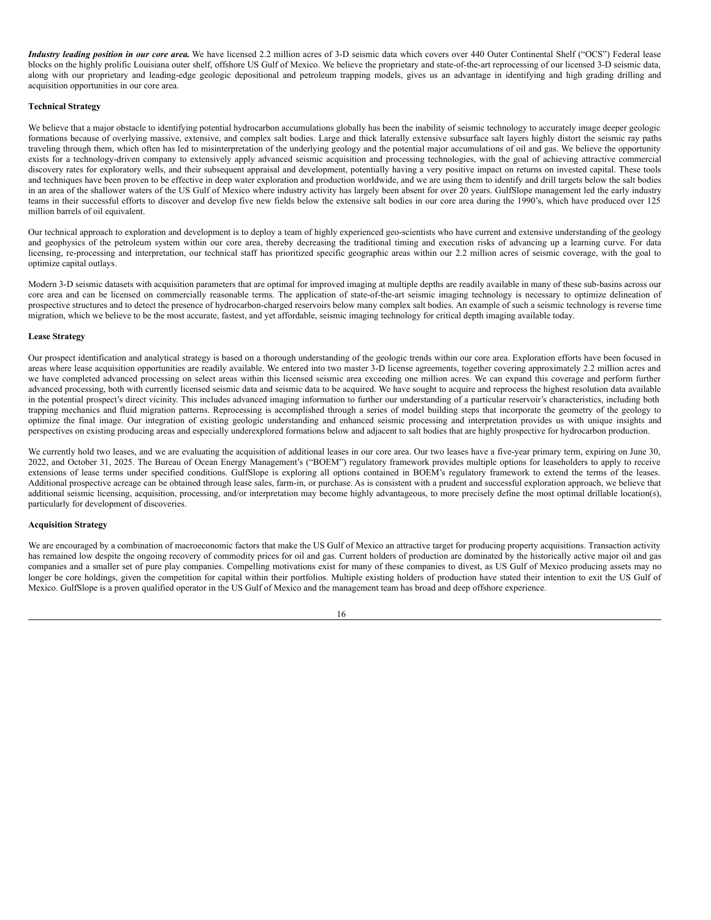***Industry leading position in our core area.*** We have licensed 2.2 million acres of 3-D seismic data which covers over 440 Outer Continental Shelf ("OCS") Federal lease blocks on the highly prolific Louisiana outer shelf, offshore US Gulf of Mexico. We believe the proprietary and state-of-the-art reprocessing of our licensed 3-D seismic data, along with our proprietary and leading-edge geologic depositional and petroleum trapping models, gives us an advantage in identifying and high grading drilling and acquisition opportunities in our core area.

**Technical Strategy**

We believe that a major obstacle to identifying potential hydrocarbon accumulations globally has been the inability of seismic technology to accurately image deeper geologic formations because of overlying massive, extensive, and complex salt bodies. Large and thick laterally extensive subsurface salt layers highly distort the seismic ray paths traveling through them, which often has led to misinterpretation of the underlying geology and the potential major accumulations of oil and gas. We believe the opportunity exists for a technology-driven company to extensively apply advanced seismic acquisition and processing technologies, with the goal of achieving attractive commercial discovery rates for exploratory wells, and their subsequent appraisal and development, potentially having a very positive impact on returns on invested capital. These tools and techniques have been proven to be effective in deep water exploration and production worldwide, and we are using them to identify and drill targets below the salt bodies in an area of the shallower waters of the US Gulf of Mexico where industry activity has largely been absent for over 20 years. GulfSlope management led the early industry teams in their successful efforts to discover and develop five new fields below the extensive salt bodies in our core area during the 1990's, which have produced over 125 million barrels of oil equivalent.

Our technical approach to exploration and development is to deploy a team of highly experienced geo-scientists who have current and extensive understanding of the geology and geophysics of the petroleum system within our core area, thereby decreasing the traditional timing and execution risks of advancing up a learning curve. For data licensing, re-processing and interpretation, our technical staff has prioritized specific geographic areas within our 2.2 million acres of seismic coverage, with the goal to optimize capital outlays.

Modern 3-D seismic datasets with acquisition parameters that are optimal for improved imaging at multiple depths are readily available in many of these sub-basins across our core area and can be licensed on commercially reasonable terms. The application of state-of-the-art seismic imaging technology is necessary to optimize delineation of prospective structures and to detect the presence of hydrocarbon-charged reservoirs below many complex salt bodies. An example of such a seismic technology is reverse time migration, which we believe to be the most accurate, fastest, and yet affordable, seismic imaging technology for critical depth imaging available today.

**Lease Strategy**

Our prospect identification and analytical strategy is based on a thorough understanding of the geologic trends within our core area. Exploration efforts have been focused in areas where lease acquisition opportunities are readily available. We entered into two master 3-D license agreements, together covering approximately 2.2 million acres and we have completed advanced processing on select areas within this licensed seismic area exceeding one million acres. We can expand this coverage and perform further advanced processing, both with currently licensed seismic data and seismic data to be acquired. We have sought to acquire and reprocess the highest resolution data available in the potential prospect's direct vicinity. This includes advanced imaging information to further our understanding of a particular reservoir's characteristics, including both trapping mechanics and fluid migration patterns. Reprocessing is accomplished through a series of model building steps that incorporate the geometry of the geology to optimize the final image. Our integration of existing geologic understanding and enhanced seismic processing and interpretation provides us with unique insights and perspectives on existing producing areas and especially underexplored formations below and adjacent to salt bodies that are highly prospective for hydrocarbon production.

We currently hold two leases, and we are evaluating the acquisition of additional leases in our core area. Our two leases have a five-year primary term, expiring on June 30, 2022, and October 31, 2025. The Bureau of Ocean Energy Management's ("BOEM") regulatory framework provides multiple options for leaseholders to apply to receive extensions of lease terms under specified conditions. GulfSlope is exploring all options contained in BOEM's regulatory framework to extend the terms of the leases. Additional prospective acreage can be obtained through lease sales, farm-in, or purchase. As is consistent with a prudent and successful exploration approach, we believe that additional seismic licensing, acquisition, processing, and/or interpretation may become highly advantageous, to more precisely define the most optimal drillable location(s), particularly for development of discoveries.

**Acquisition Strategy**

We are encouraged by a combination of macroeconomic factors that make the US Gulf of Mexico an attractive target for producing property acquisitions. Transaction activity has remained low despite the ongoing recovery of commodity prices for oil and gas. Current holders of production are dominated by the historically active major oil and gas companies and a smaller set of pure play companies. Compelling motivations exist for many of these companies to divest, as US Gulf of Mexico producing assets may no longer be core holdings, given the competition for capital within their portfolios. Multiple existing holders of production have stated their intention to exit the US Gulf of Mexico. GulfSlope is a proven qualified operator in the US Gulf of Mexico and the management team has broad and deep offshore experience.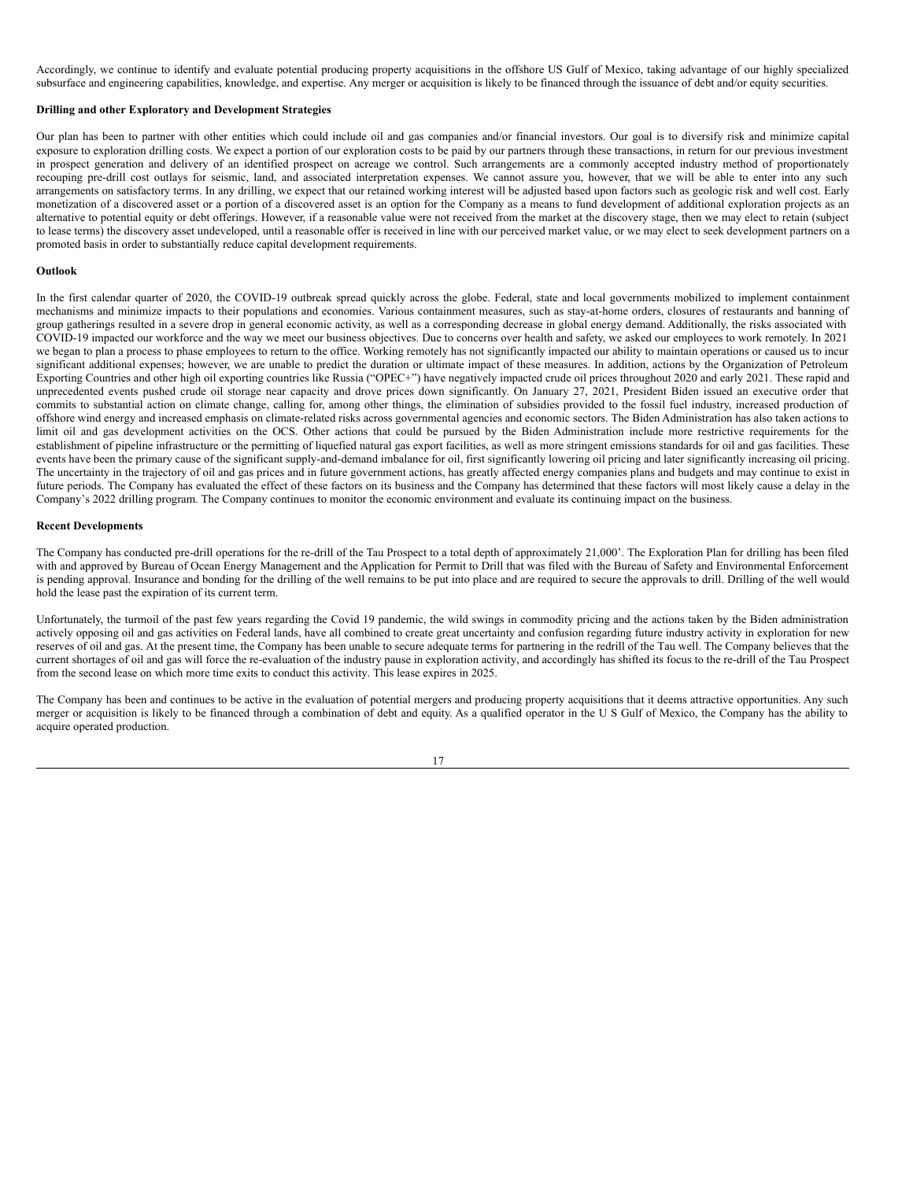Accordingly, we continue to identify and evaluate potential producing property acquisitions in the offshore US Gulf of Mexico, taking advantage of our highly specialized subsurface and engineering capabilities, knowledge, and expertise. Any merger or acquisition is likely to be financed through the issuance of debt and/or equity securities.

**Drilling and other Exploratory and Development Strategies**

Our plan has been to partner with other entities which could include oil and gas companies and/or financial investors. Our goal is to diversify risk and minimize capital exposure to exploration drilling costs. We expect a portion of our exploration costs to be paid by our partners through these transactions, in return for our previous investment in prospect generation and delivery of an identified prospect on acreage we control. Such arrangements are a commonly accepted industry method of proportionately recouping pre-drill cost outlays for seismic, land, and associated interpretation expenses. We cannot assure you, however, that we will be able to enter into any such arrangements on satisfactory terms. In any drilling, we expect that our retained working interest will be adjusted based upon factors such as geologic risk and well cost. Early monetization of a discovered asset or a portion of a discovered asset is an option for the Company as a means to fund development of additional exploration projects as an alternative to potential equity or debt offerings. However, if a reasonable value were not received from the market at the discovery stage, then we may elect to retain (subject to lease terms) the discovery asset undeveloped, until a reasonable offer is received in line with our perceived market value, or we may elect to seek development partners on a promoted basis in order to substantially reduce capital development requirements.

**Outlook**

In the first calendar quarter of 2020, the COVID-19 outbreak spread quickly across the globe. Federal, state and local governments mobilized to implement containment mechanisms and minimize impacts to their populations and economies. Various containment measures, such as stay-at-home orders, closures of restaurants and banning of group gatherings resulted in a severe drop in general economic activity, as well as a corresponding decrease in global energy demand. Additionally, the risks associated with COVID-19 impacted our workforce and the way we meet our business objectives. Due to concerns over health and safety, we asked our employees to work remotely. In 2021 we began to plan a process to phase employees to return to the office. Working remotely has not significantly impacted our ability to maintain operations or caused us to incur significant additional expenses; however, we are unable to predict the duration or ultimate impact of these measures. In addition, actions by the Organization of Petroleum Exporting Countries and other high oil exporting countries like Russia ("OPEC+") have negatively impacted crude oil prices throughout 2020 and early 2021. These rapid and unprecedented events pushed crude oil storage near capacity and drove prices down significantly. On January 27, 2021, President Biden issued an executive order that commits to substantial action on climate change, calling for, among other things, the elimination of subsidies provided to the fossil fuel industry, increased production of offshore wind energy and increased emphasis on climate-related risks across governmental agencies and economic sectors. The Biden Administration has also taken actions to limit oil and gas development activities on the OCS. Other actions that could be pursued by the Biden Administration include more restrictive requirements for the establishment of pipeline infrastructure or the permitting of liquefied natural gas export facilities, as well as more stringent emissions standards for oil and gas facilities. These events have been the primary cause of the significant supply-and-demand imbalance for oil, first significantly lowering oil pricing and later significantly increasing oil pricing. The uncertainty in the trajectory of oil and gas prices and in future government actions, has greatly affected energy companies plans and budgets and may continue to exist in future periods. The Company has evaluated the effect of these factors on its business and the Company has determined that these factors will most likely cause a delay in the Company's 2022 drilling program. The Company continues to monitor the economic environment and evaluate its continuing impact on the business.

**Recent Developments**

The Company has conducted pre-drill operations for the re-drill of the Tau Prospect to a total depth of approximately 21,000'. The Exploration Plan for drilling has been filed with and approved by Bureau of Ocean Energy Management and the Application for Permit to Drill that was filed with the Bureau of Safety and Environmental Enforcement is pending approval. Insurance and bonding for the drilling of the well remains to be put into place and are required to secure the approvals to drill. Drilling of the well would hold the lease past the expiration of its current term.

Unfortunately, the turmoil of the past few years regarding the Covid 19 pandemic, the wild swings in commodity pricing and the actions taken by the Biden administration actively opposing oil and gas activities on Federal lands, have all combined to create great uncertainty and confusion regarding future industry activity in exploration for new reserves of oil and gas. At the present time, the Company has been unable to secure adequate terms for partnering in the redrill of the Tau well. The Company believes that the current shortages of oil and gas will force the re-evaluation of the industry pause in exploration activity, and accordingly has shifted its focus to the re-drill of the Tau Prospect from the second lease on which more time exits to conduct this activity. This lease expires in 2025.

The Company has been and continues to be active in the evaluation of potential mergers and producing property acquisitions that it deems attractive opportunities. Any such merger or acquisition is likely to be financed through a combination of debt and equity. As a qualified operator in the U S Gulf of Mexico, the Company has the ability to acquire operated production.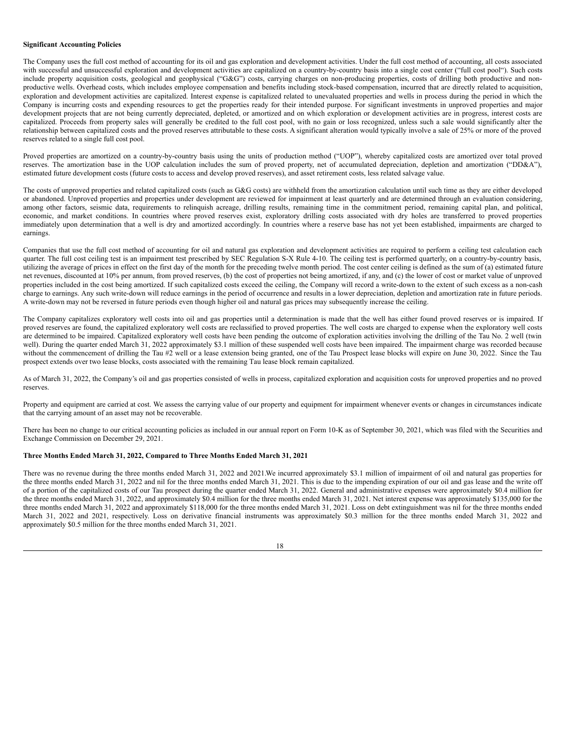**Significant Accounting Policies**

The Company uses the full cost method of accounting for its oil and gas exploration and development activities. Under the full cost method of accounting, all costs associated with successful and unsuccessful exploration and development activities are capitalized on a country-by-country basis into a single cost center ("full cost pool"). Such costs include property acquisition costs, geological and geophysical ("G&G") costs, carrying charges on non-producing properties, costs of drilling both productive and non-productive wells. Overhead costs, which includes employee compensation and benefits including stock-based compensation, incurred that are directly related to acquisition, exploration and development activities are capitalized. Interest expense is capitalized related to unevaluated properties and wells in process during the period in which the Company is incurring costs and expending resources to get the properties ready for their intended purpose. For significant investments in unproved properties and major development projects that are not being currently depreciated, depleted, or amortized and on which exploration or development activities are in progress, interest costs are capitalized. Proceeds from property sales will generally be credited to the full cost pool, with no gain or loss recognized, unless such a sale would significantly alter the relationship between capitalized costs and the proved reserves attributable to these costs. A significant alteration would typically involve a sale of 25% or more of the proved reserves related to a single full cost pool.

Proved properties are amortized on a country-by-country basis using the units of production method ("UOP"), whereby capitalized costs are amortized over total proved reserves. The amortization base in the UOP calculation includes the sum of proved property, net of accumulated depreciation, depletion and amortization ("DD&A"), estimated future development costs (future costs to access and develop proved reserves), and asset retirement costs, less related salvage value.

The costs of unproved properties and related capitalized costs (such as G&G costs) are withheld from the amortization calculation until such time as they are either developed or abandoned. Unproved properties and properties under development are reviewed for impairment at least quarterly and are determined through an evaluation considering, among other factors, seismic data, requirements to relinquish acreage, drilling results, remaining time in the commitment period, remaining capital plan, and political, economic, and market conditions. In countries where proved reserves exist, exploratory drilling costs associated with dry holes are transferred to proved properties immediately upon determination that a well is dry and amortized accordingly. In countries where a reserve base has not yet been established, impairments are charged to earnings.

Companies that use the full cost method of accounting for oil and natural gas exploration and development activities are required to perform a ceiling test calculation each quarter. The full cost ceiling test is an impairment test prescribed by SEC Regulation S-X Rule 4-10. The ceiling test is performed quarterly, on a country-by-country basis, utilizing the average of prices in effect on the first day of the month for the preceding twelve month period. The cost center ceiling is defined as the sum of (a) estimated future net revenues, discounted at 10% per annum, from proved reserves, (b) the cost of properties not being amortized, if any, and (c) the lower of cost or market value of unproved properties included in the cost being amortized. If such capitalized costs exceed the ceiling, the Company will record a write-down to the extent of such excess as a non-cash charge to earnings. Any such write-down will reduce earnings in the period of occurrence and results in a lower depreciation, depletion and amortization rate in future periods. A write-down may not be reversed in future periods even though higher oil and natural gas prices may subsequently increase the ceiling.

The Company capitalizes exploratory well costs into oil and gas properties until a determination is made that the well has either found proved reserves or is impaired. If proved reserves are found, the capitalized exploratory well costs are reclassified to proved properties. The well costs are charged to expense when the exploratory well costs are determined to be impaired. Capitalized exploratory well costs have been pending the outcome of exploration activities involving the drilling of the Tau No. 2 well (twin well). During the quarter ended March 31, 2022 approximately $3.1 million of these suspended well costs have been impaired. The impairment charge was recorded because without the commencement of drilling the Tau #2 well or a lease extension being granted, one of the Tau Prospect lease blocks will expire on June 30, 2022. Since the Tau prospect extends over two lease blocks, costs associated with the remaining Tau lease block remain capitalized.

As of March 31, 2022, the Company's oil and gas properties consisted of wells in process, capitalized exploration and acquisition costs for unproved properties and no proved reserves.

Property and equipment are carried at cost. We assess the carrying value of our property and equipment for impairment whenever events or changes in circumstances indicate that the carrying amount of an asset may not be recoverable.

There has been no change to our critical accounting policies as included in our annual report on Form 10-K as of September 30, 2021, which was filed with the Securities and Exchange Commission on December 29, 2021.

**Three Months Ended March 31, 2022, Compared to Three Months Ended March 31, 2021**

There was no revenue during the three months ended March 31, 2022 and 2021.We incurred approximately $3.1 million of impairment of oil and natural gas properties for the three months ended March 31, 2022 and nil for the three months ended March 31, 2021. This is due to the impending expiration of our oil and gas lease and the write off of a portion of the capitalized costs of our Tau prospect during the quarter ended March 31, 2022. General and administrative expenses were approximately $0.4 million for the three months ended March 31, 2022, and approximately $0.4 million for the three months ended March 31, 2021. Net interest expense was approximately $135,000 for the three months ended March 31, 2022 and approximately $118,000 for the three months ended March 31, 2021. Loss on debt extinguishment was nil for the three months ended March 31, 2022 and 2021, respectively. Loss on derivative financial instruments was approximately $0.3 million for the three months ended March 31, 2022 and approximately $0.5 million for the three months ended March 31, 2021.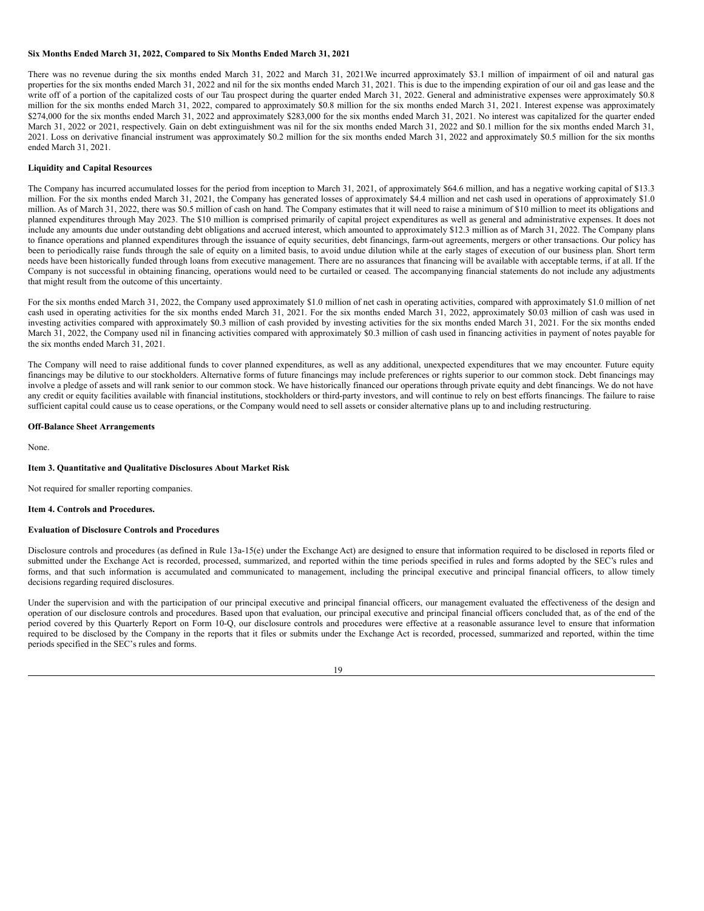**Six Months Ended March 31, 2022, Compared to Six Months Ended March 31, 2021**

There was no revenue during the six months ended March 31, 2022 and March 31, 2021.We incurred approximately $3.1 million of impairment of oil and natural gas properties for the six months ended March 31, 2022 and nil for the six months ended March 31, 2021. This is due to the impending expiration of our oil and gas lease and the write off of a portion of the capitalized costs of our Tau prospect during the quarter ended March 31, 2022. General and administrative expenses were approximately $0.8 million for the six months ended March 31, 2022, compared to approximately $0.8 million for the six months ended March 31, 2021. Interest expense was approximately $274,000 for the six months ended March 31, 2022 and approximately $283,000 for the six months ended March 31, 2021. No interest was capitalized for the quarter ended March 31, 2022 or 2021, respectively. Gain on debt extinguishment was nil for the six months ended March 31, 2022 and $0.1 million for the six months ended March 31, 2021. Loss on derivative financial instrument was approximately $0.2 million for the six months ended March 31, 2022 and approximately $0.5 million for the six months ended March 31, 2021.

**Liquidity and Capital Resources**

The Company has incurred accumulated losses for the period from inception to March 31, 2021, of approximately $64.6 million, and has a negative working capital of $13.3 million. For the six months ended March 31, 2021, the Company has generated losses of approximately $4.4 million and net cash used in operations of approximately $1.0 million. As of March 31, 2022, there was $0.5 million of cash on hand. The Company estimates that it will need to raise a minimum of $10 million to meet its obligations and planned expenditures through May 2023. The $10 million is comprised primarily of capital project expenditures as well as general and administrative expenses. It does not include any amounts due under outstanding debt obligations and accrued interest, which amounted to approximately $12.3 million as of March 31, 2022. The Company plans to finance operations and planned expenditures through the issuance of equity securities, debt financings, farm-out agreements, mergers or other transactions. Our policy has been to periodically raise funds through the sale of equity on a limited basis, to avoid undue dilution while at the early stages of execution of our business plan. Short term needs have been historically funded through loans from executive management. There are no assurances that financing will be available with acceptable terms, if at all. If the Company is not successful in obtaining financing, operations would need to be curtailed or ceased. The accompanying financial statements do not include any adjustments that might result from the outcome of this uncertainty.

For the six months ended March 31, 2022, the Company used approximately $1.0 million of net cash in operating activities, compared with approximately $1.0 million of net cash used in operating activities for the six months ended March 31, 2021. For the six months ended March 31, 2022, approximately $0.03 million of cash was used in investing activities compared with approximately $0.3 million of cash provided by investing activities for the six months ended March 31, 2021. For the six months ended March 31, 2022, the Company used nil in financing activities compared with approximately $0.3 million of cash used in financing activities in payment of notes payable for the six months ended March 31, 2021.

The Company will need to raise additional funds to cover planned expenditures, as well as any additional, unexpected expenditures that we may encounter. Future equity financings may be dilutive to our stockholders. Alternative forms of future financings may include preferences or rights superior to our common stock. Debt financings may involve a pledge of assets and will rank senior to our common stock. We have historically financed our operations through private equity and debt financings. We do not have any credit or equity facilities available with financial institutions, stockholders or third-party investors, and will continue to rely on best efforts financings. The failure to raise sufficient capital could cause us to cease operations, or the Company would need to sell assets or consider alternative plans up to and including restructuring.

**Off-Balance Sheet Arrangements**

None.

**Item 3. Quantitative and Qualitative Disclosures About Market Risk**

Not required for smaller reporting companies.

**Item 4. Controls and Procedures.**

**Evaluation of Disclosure Controls and Procedures**

Disclosure controls and procedures (as defined in Rule 13a-15(e) under the Exchange Act) are designed to ensure that information required to be disclosed in reports filed or submitted under the Exchange Act is recorded, processed, summarized, and reported within the time periods specified in rules and forms adopted by the SEC's rules and forms, and that such information is accumulated and communicated to management, including the principal executive and principal financial officers, to allow timely decisions regarding required disclosures.

Under the supervision and with the participation of our principal executive and principal financial officers, our management evaluated the effectiveness of the design and operation of our disclosure controls and procedures. Based upon that evaluation, our principal executive and principal financial officers concluded that, as of the end of the period covered by this Quarterly Report on Form 10-Q, our disclosure controls and procedures were effective at a reasonable assurance level to ensure that information required to be disclosed by the Company in the reports that it files or submits under the Exchange Act is recorded, processed, summarized and reported, within the time periods specified in the SEC's rules and forms.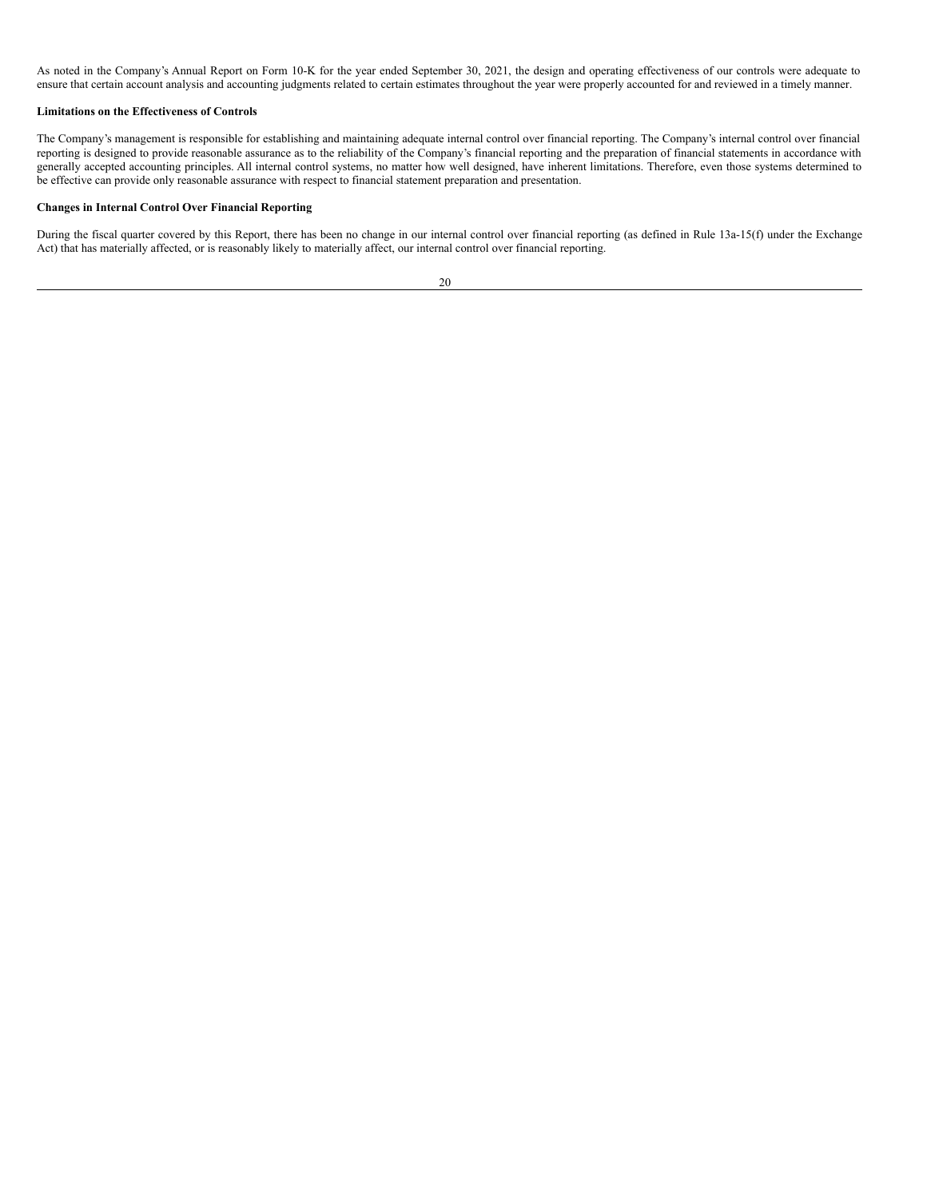As noted in the Company's Annual Report on Form 10-K for the year ended September 30, 2021, the design and operating effectiveness of our controls were adequate to ensure that certain account analysis and accounting judgments related to certain estimates throughout the year were properly accounted for and reviewed in a timely manner.

**Limitations on the Effectiveness of Controls**

The Company's management is responsible for establishing and maintaining adequate internal control over financial reporting. The Company's internal control over financial reporting is designed to provide reasonable assurance as to the reliability of the Company's financial reporting and the preparation of financial statements in accordance with generally accepted accounting principles. All internal control systems, no matter how well designed, have inherent limitations. Therefore, even those systems determined to be effective can provide only reasonable assurance with respect to financial statement preparation and presentation.

**Changes in Internal Control Over Financial Reporting**

During the fiscal quarter covered by this Report, there has been no change in our internal control over financial reporting (as defined in Rule 13a-15(f) under the Exchange Act) that has materially affected, or is reasonably likely to materially affect, our internal control over financial reporting.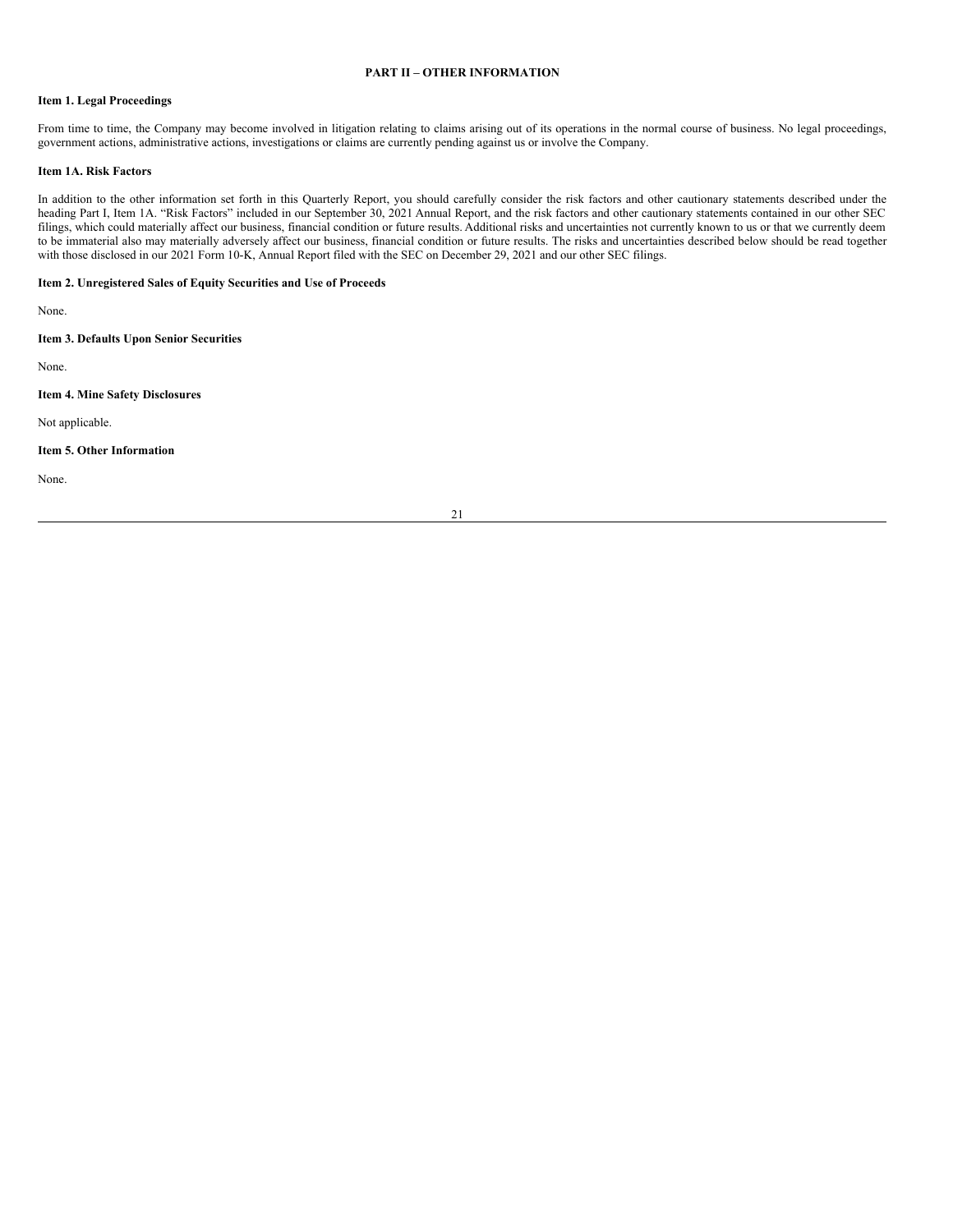# PART II – OTHER INFORMATION

## Item 1. Legal Proceedings

From time to time, the Company may become involved in litigation relating to claims arising out of its operations in the normal course of business. No legal proceedings, government actions, administrative actions, investigations or claims are currently pending against us or involve the Company.

## Item 1A. Risk Factors

In addition to the other information set forth in this Quarterly Report, you should carefully consider the risk factors and other cautionary statements described under the heading Part I, Item 1A. "Risk Factors" included in our September 30, 2021 Annual Report, and the risk factors and other cautionary statements contained in our other SEC filings, which could materially affect our business, financial condition or future results. Additional risks and uncertainties not currently known to us or that we currently deem to be immaterial also may materially adversely affect our business, financial condition or future results. The risks and uncertainties described below should be read together with those disclosed in our 2021 Form 10-K, Annual Report filed with the SEC on December 29, 2021 and our other SEC filings.

## Item 2. Unregistered Sales of Equity Securities and Use of Proceeds

None.

## Item 3. Defaults Upon Senior Securities

None.

## Item 4. Mine Safety Disclosures

Not applicable.

## Item 5. Other Information

None.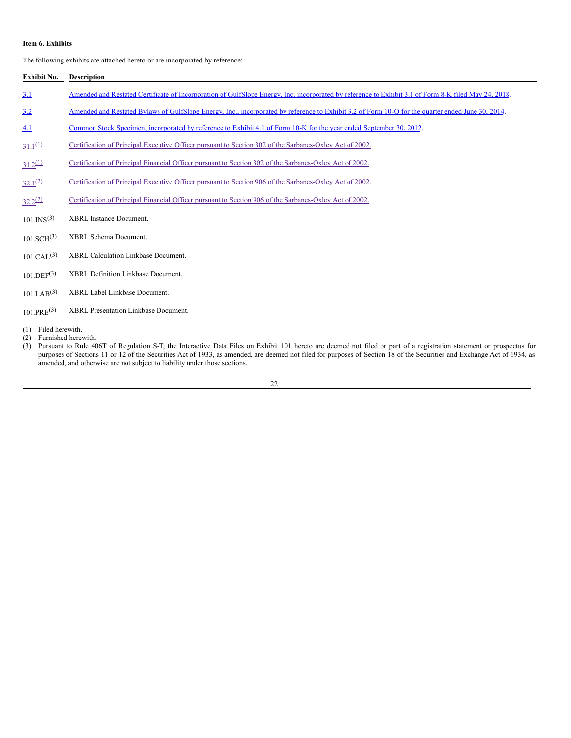**Item 6. Exhibits**

The following exhibits are attached hereto or are incorporated by reference:

| Exhibit No. | Description |
|---|---|
| 3.1 | Amended and Restated Certificate of Incorporation of GulfSlope Energy, Inc. incorporated by reference to Exhibit 3.1 of Form 8-K filed May 24, 2018. |
| 3.2 | Amended and Restated Bylaws of GulfSlope Energy, Inc., incorporated by reference to Exhibit 3.2 of Form 10-Q for the quarter ended June 30, 2014. |
| 4.1 | Common Stock Specimen, incorporated by reference to Exhibit 4.1 of Form 10-K for the year ended September 30, 2012. |
| 31.1(1) | Certification of Principal Executive Officer pursuant to Section 302 of the Sarbanes-Oxley Act of 2002. |
| 31.2(1) | Certification of Principal Financial Officer pursuant to Section 302 of the Sarbanes-Oxley Act of 2002. |
| 32.1(2) | Certification of Principal Executive Officer pursuant to Section 906 of the Sarbanes-Oxley Act of 2002. |
| 32.2(2) | Certification of Principal Financial Officer pursuant to Section 906 of the Sarbanes-Oxley Act of 2002. |
| 101.INS(3) | XBRL Instance Document. |
| 101.SCH(3) | XBRL Schema Document. |
| 101.CAL(3) | XBRL Calculation Linkbase Document. |
| 101.DEF(3) | XBRL Definition Linkbase Document. |
| 101.LAB(3) | XBRL Label Linkbase Document. |
| 101.PRE(3) | XBRL Presentation Linkbase Document. |

(1) Filed herewith.
(2) Furnished herewith.
(3) Pursuant to Rule 406T of Regulation S-T, the Interactive Data Files on Exhibit 101 hereto are deemed not filed or part of a registration statement or prospectus for purposes of Sections 11 or 12 of the Securities Act of 1933, as amended, are deemed not filed for purposes of Section 18 of the Securities and Exchange Act of 1934, as amended, and otherwise are not subject to liability under those sections.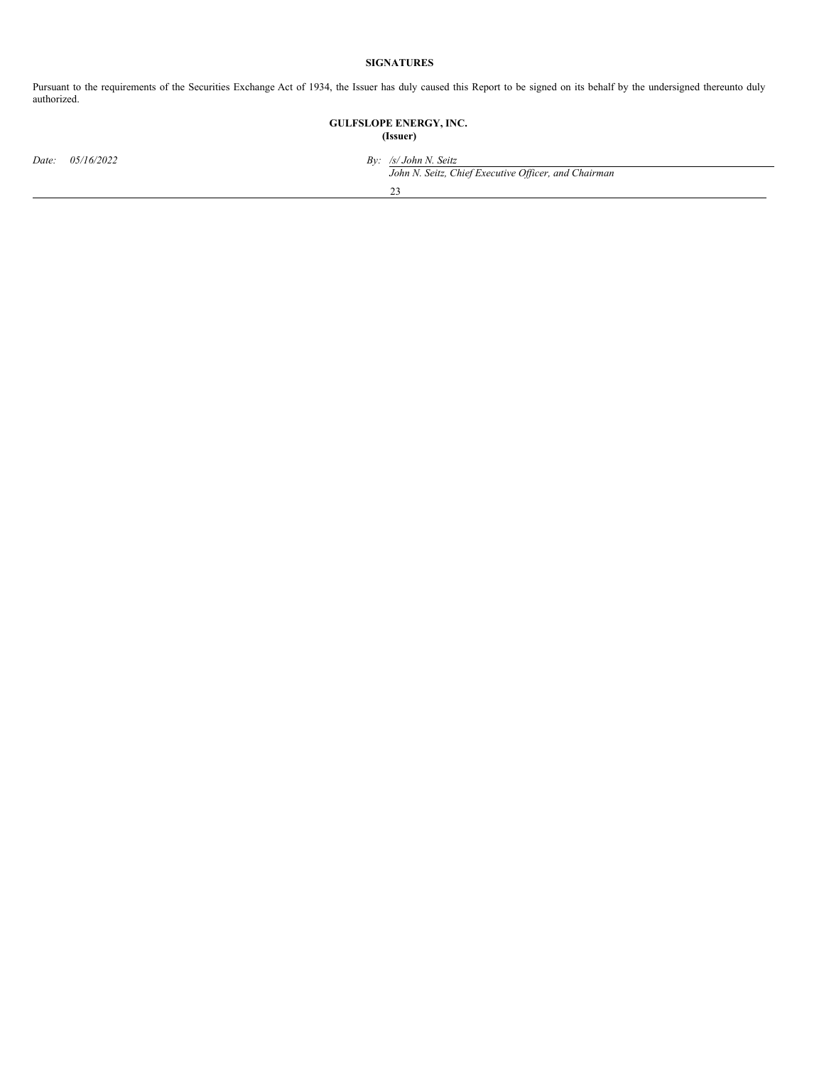## SIGNATURES

Pursuant to the requirements of the Securities Exchange Act of 1934, the Issuer has duly caused this Report to be signed on its behalf by the undersigned thereunto duly authorized.

**GULFSLOPE ENERGY, INC.**
**(Issuer)**

*Date: 05/16/2022*

*By: /s/ John N. Seitz*
*John N. Seitz, Chief Executive Officer, and Chairman*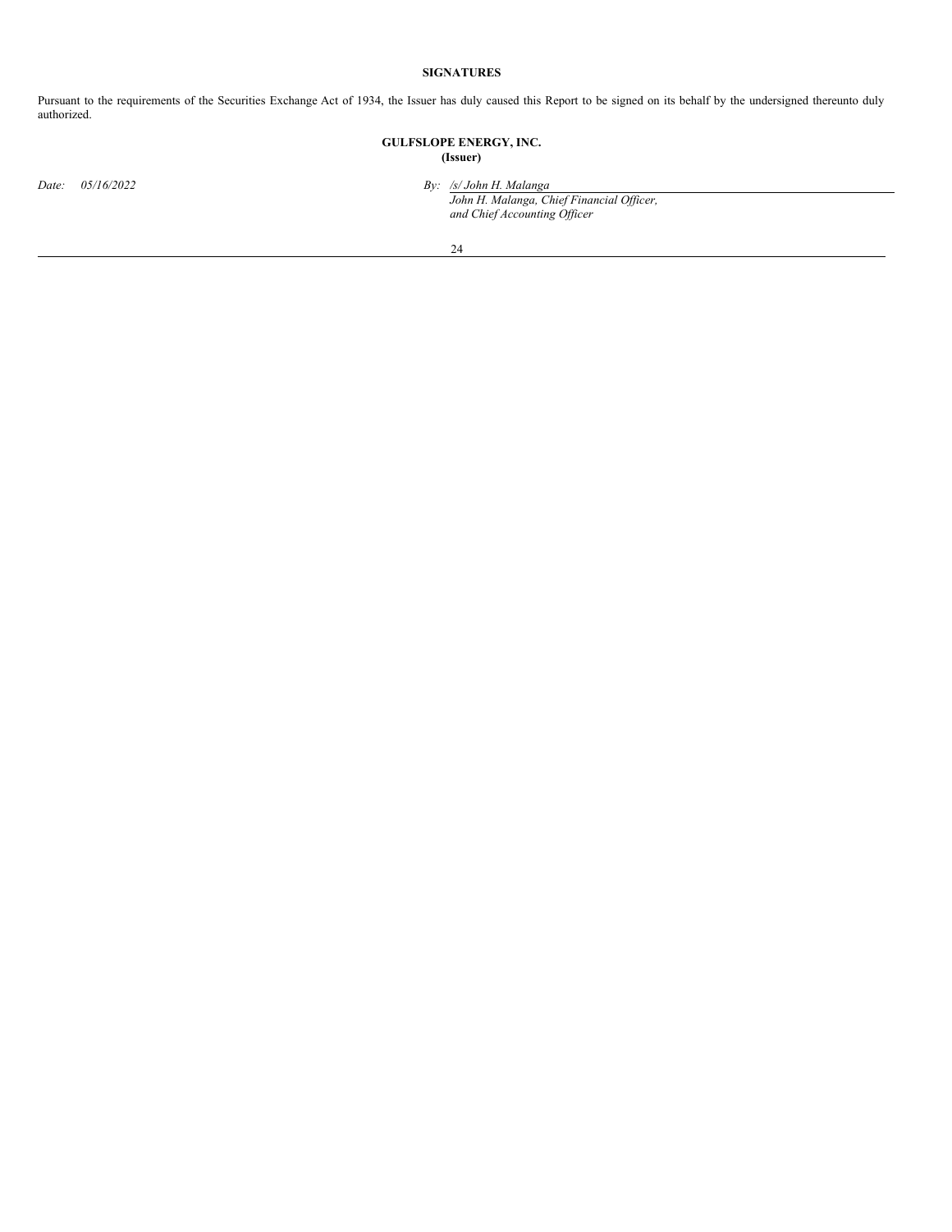**SIGNATURES**

Pursuant to the requirements of the Securities Exchange Act of 1934, the Issuer has duly caused this Report to be signed on its behalf by the undersigned thereunto duly authorized.

**GULFSLOPE ENERGY, INC.**
**(Issuer)**

*Date: 05/16/2022*

*By: /s/ John H. Malanga*
*John H. Malanga, Chief Financial Officer, and Chief Accounting Officer*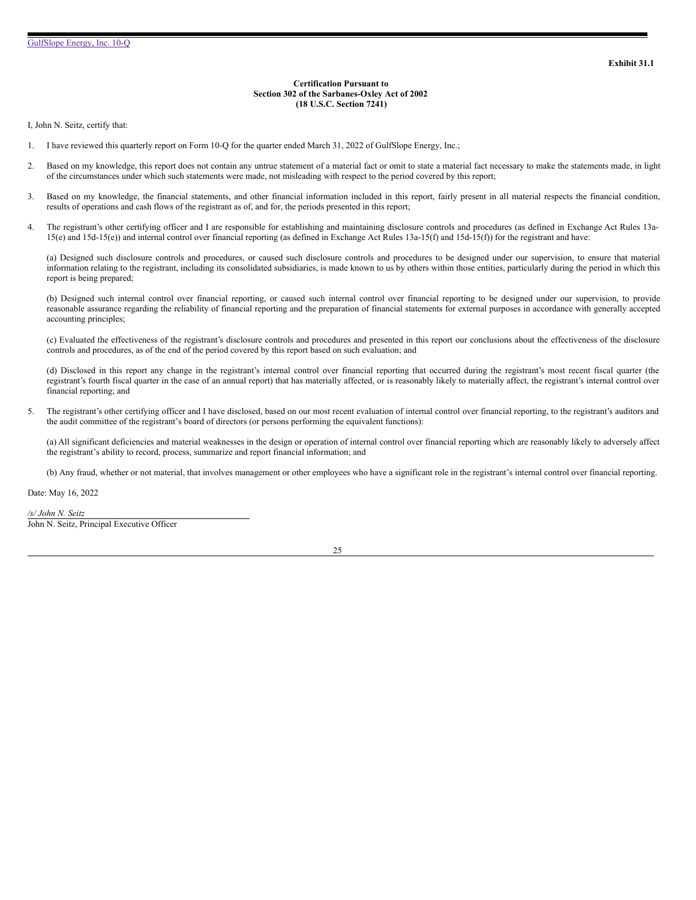**Exhibit 31.1**

**Certification Pursuant to
Section 302 of the Sarbanes-Oxley Act of 2002
(18 U.S.C. Section 7241)**

I, John N. Seitz, certify that:

1. I have reviewed this quarterly report on Form 10-Q for the quarter ended March 31, 2022 of GulfSlope Energy, Inc.;

2. Based on my knowledge, this report does not contain any untrue statement of a material fact or omit to state a material fact necessary to make the statements made, in light of the circumstances under which such statements were made, not misleading with respect to the period covered by this report;

3. Based on my knowledge, the financial statements, and other financial information included in this report, fairly present in all material respects the financial condition, results of operations and cash flows of the registrant as of, and for, the periods presented in this report;

4. The registrant's other certifying officer and I are responsible for establishing and maintaining disclosure controls and procedures (as defined in Exchange Act Rules 13a-15(e) and 15d-15(e)) and internal control over financial reporting (as defined in Exchange Act Rules 13a-15(f) and 15d-15(f)) for the registrant and have:

   (a) Designed such disclosure controls and procedures, or caused such disclosure controls and procedures to be designed under our supervision, to ensure that material information relating to the registrant, including its consolidated subsidiaries, is made known to us by others within those entities, particularly during the period in which this report is being prepared;

   (b) Designed such internal control over financial reporting, or caused such internal control over financial reporting to be designed under our supervision, to provide reasonable assurance regarding the reliability of financial reporting and the preparation of financial statements for external purposes in accordance with generally accepted accounting principles;

   (c) Evaluated the effectiveness of the registrant's disclosure controls and procedures and presented in this report our conclusions about the effectiveness of the disclosure controls and procedures, as of the end of the period covered by this report based on such evaluation; and

   (d) Disclosed in this report any change in the registrant's internal control over financial reporting that occurred during the registrant's most recent fiscal quarter (the registrant's fourth fiscal quarter in the case of an annual report) that has materially affected, or is reasonably likely to materially affect, the registrant's internal control over financial reporting; and

5. The registrant's other certifying officer and I have disclosed, based on our most recent evaluation of internal control over financial reporting, to the registrant's auditors and the audit committee of the registrant's board of directors (or persons performing the equivalent functions):

   (a) All significant deficiencies and material weaknesses in the design or operation of internal control over financial reporting which are reasonably likely to adversely affect the registrant's ability to record, process, summarize and report financial information; and

   (b) Any fraud, whether or not material, that involves management or other employees who have a significant role in the registrant's internal control over financial reporting.

Date: May 16, 2022

*/s/ John N. Seitz*
John N. Seitz, Principal Executive Officer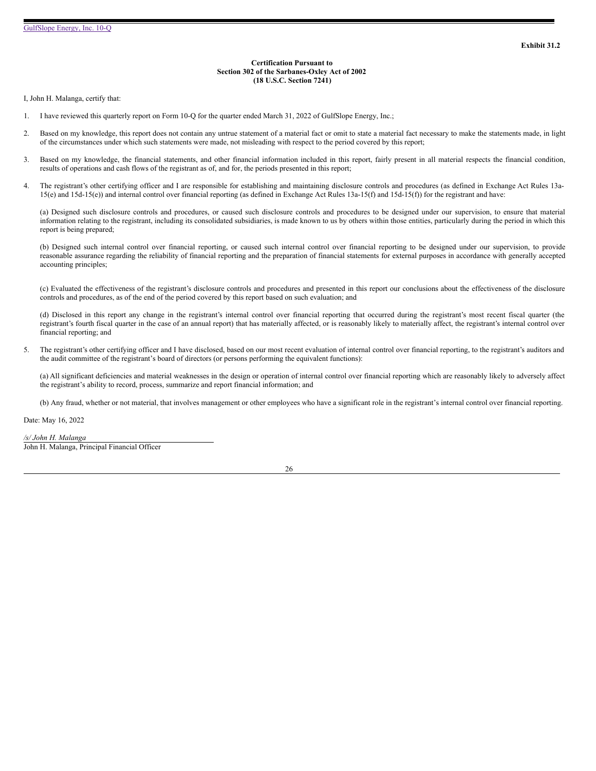**Exhibit 31.2**

**Certification Pursuant to**
**Section 302 of the Sarbanes-Oxley Act of 2002**
**(18 U.S.C. Section 7241)**

I, John H. Malanga, certify that:

1. I have reviewed this quarterly report on Form 10-Q for the quarter ended March 31, 2022 of GulfSlope Energy, Inc.;

2. Based on my knowledge, this report does not contain any untrue statement of a material fact or omit to state a material fact necessary to make the statements made, in light of the circumstances under which such statements were made, not misleading with respect to the period covered by this report;

3. Based on my knowledge, the financial statements, and other financial information included in this report, fairly present in all material respects the financial condition, results of operations and cash flows of the registrant as of, and for, the periods presented in this report;

4. The registrant's other certifying officer and I are responsible for establishing and maintaining disclosure controls and procedures (as defined in Exchange Act Rules 13a-15(e) and 15d-15(e)) and internal control over financial reporting (as defined in Exchange Act Rules 13a-15(f) and 15d-15(f)) for the registrant and have:

   (a) Designed such disclosure controls and procedures, or caused such disclosure controls and procedures to be designed under our supervision, to ensure that material information relating to the registrant, including its consolidated subsidiaries, is made known to us by others within those entities, particularly during the period in which this report is being prepared;

   (b) Designed such internal control over financial reporting, or caused such internal control over financial reporting to be designed under our supervision, to provide reasonable assurance regarding the reliability of financial reporting and the preparation of financial statements for external purposes in accordance with generally accepted accounting principles;

   (c) Evaluated the effectiveness of the registrant's disclosure controls and procedures and presented in this report our conclusions about the effectiveness of the disclosure controls and procedures, as of the end of the period covered by this report based on such evaluation; and

   (d) Disclosed in this report any change in the registrant's internal control over financial reporting that occurred during the registrant's most recent fiscal quarter (the registrant's fourth fiscal quarter in the case of an annual report) that has materially affected, or is reasonably likely to materially affect, the registrant's internal control over financial reporting; and

5. The registrant's other certifying officer and I have disclosed, based on our most recent evaluation of internal control over financial reporting, to the registrant's auditors and the audit committee of the registrant's board of directors (or persons performing the equivalent functions):

   (a) All significant deficiencies and material weaknesses in the design or operation of internal control over financial reporting which are reasonably likely to adversely affect the registrant's ability to record, process, summarize and report financial information; and

   (b) Any fraud, whether or not material, that involves management or other employees who have a significant role in the registrant's internal control over financial reporting.

Date: May 16, 2022

*/s/ John H. Malanga*
John H. Malanga, Principal Financial Officer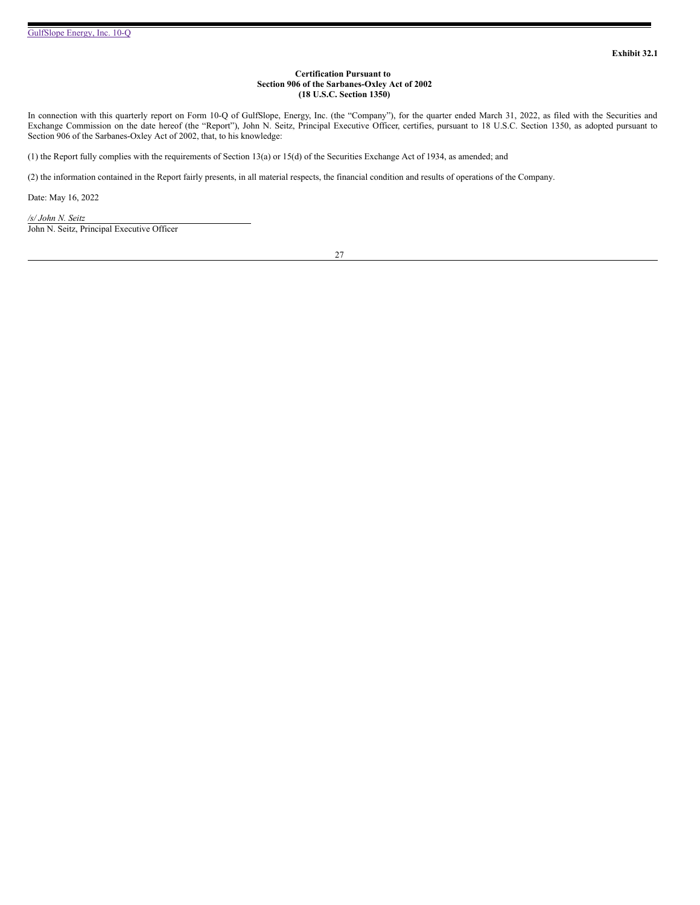**Exhibit 32.1**

**Certification Pursuant to**
**Section 906 of the Sarbanes-Oxley Act of 2002**
**(18 U.S.C. Section 1350)**

In connection with this quarterly report on Form 10-Q of GulfSlope, Energy, Inc. (the "Company"), for the quarter ended March 31, 2022, as filed with the Securities and Exchange Commission on the date hereof (the "Report"), John N. Seitz, Principal Executive Officer, certifies, pursuant to 18 U.S.C. Section 1350, as adopted pursuant to Section 906 of the Sarbanes-Oxley Act of 2002, that, to his knowledge:

(1) the Report fully complies with the requirements of Section 13(a) or 15(d) of the Securities Exchange Act of 1934, as amended; and

(2) the information contained in the Report fairly presents, in all material respects, the financial condition and results of operations of the Company.

Date: May 16, 2022

*/s/ John N. Seitz*
John N. Seitz, Principal Executive Officer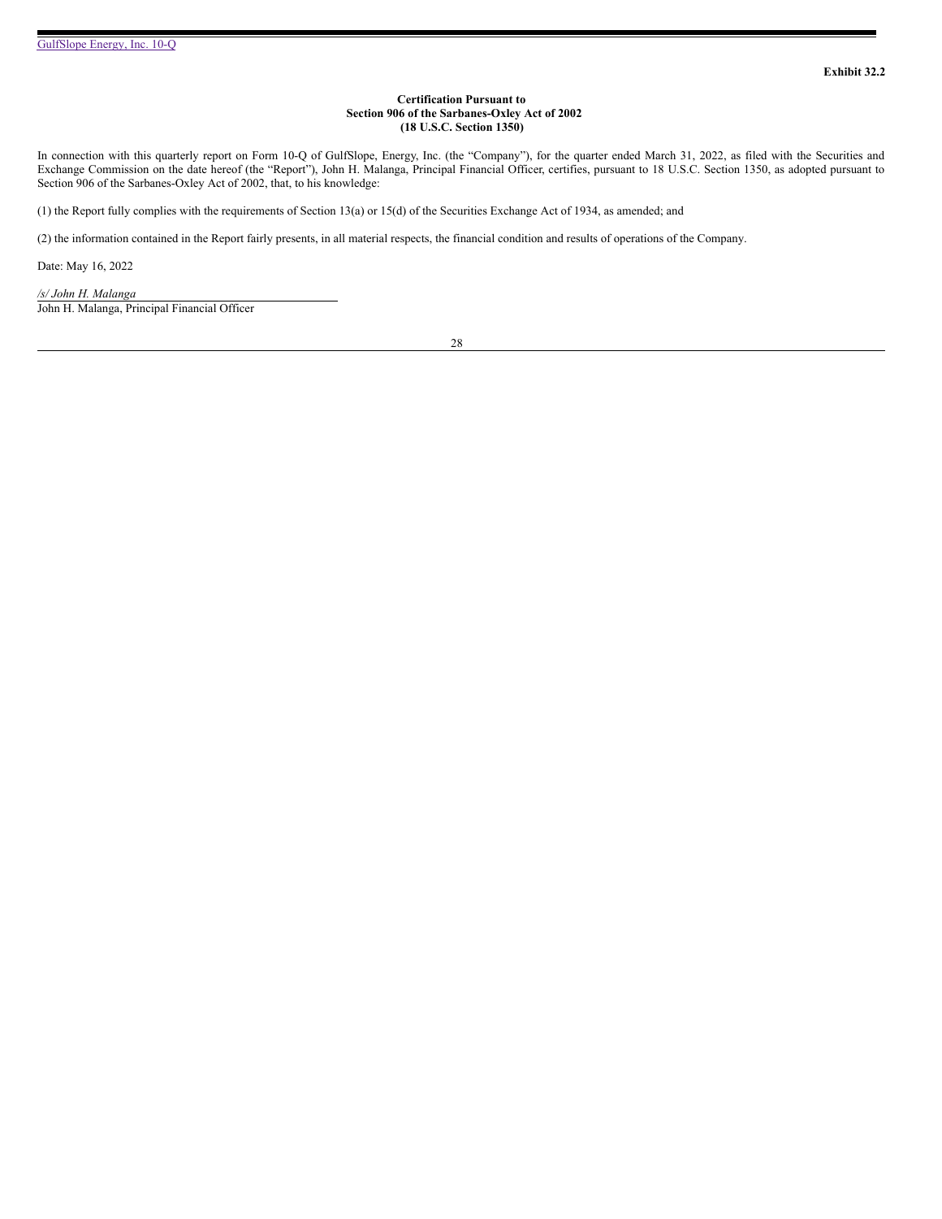**Exhibit 32.2**

**Certification Pursuant to**
**Section 906 of the Sarbanes-Oxley Act of 2002**
**(18 U.S.C. Section 1350)**

In connection with this quarterly report on Form 10-Q of GulfSlope, Energy, Inc. (the "Company"), for the quarter ended March 31, 2022, as filed with the Securities and Exchange Commission on the date hereof (the "Report"), John H. Malanga, Principal Financial Officer, certifies, pursuant to 18 U.S.C. Section 1350, as adopted pursuant to Section 906 of the Sarbanes-Oxley Act of 2002, that, to his knowledge:

(1) the Report fully complies with the requirements of Section 13(a) or 15(d) of the Securities Exchange Act of 1934, as amended; and

(2) the information contained in the Report fairly presents, in all material respects, the financial condition and results of operations of the Company.

Date: May 16, 2022

*/s/ John H. Malanga*
John H. Malanga, Principal Financial Officer